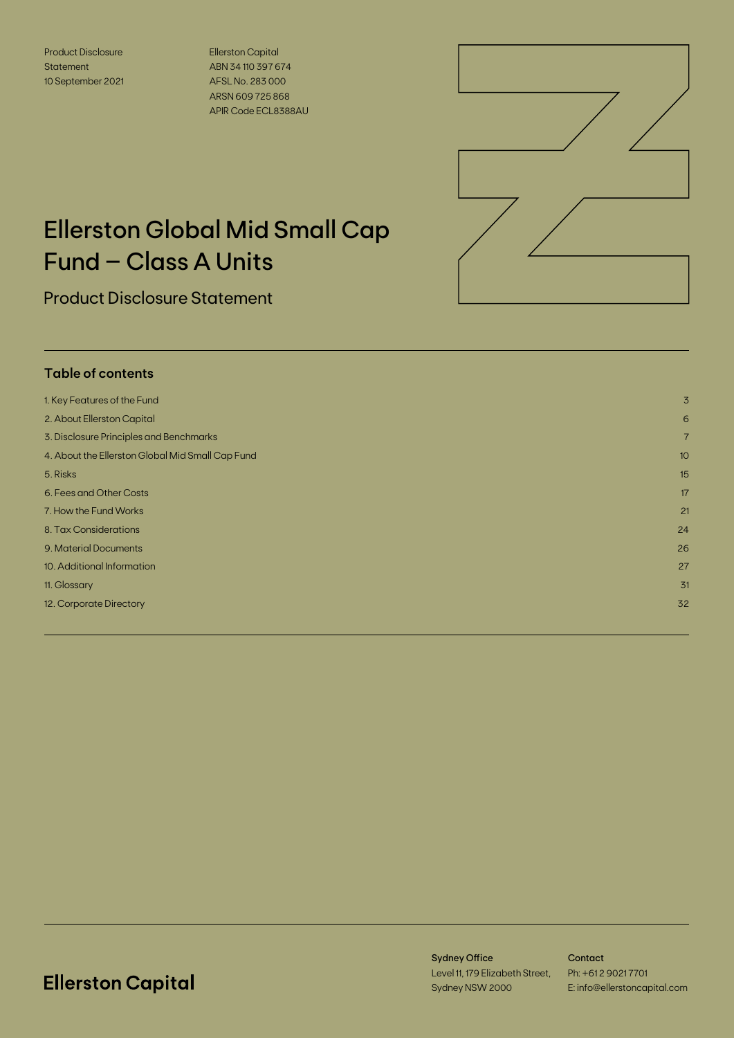Product Disclosure Statement
10 September 2021

Ellerston Capital
ABN 34 110 397 674
AFSL No. 283 000
ARSN 609 725 868
APIR Code ECL8388AU

# Ellerston Global Mid Small Cap Fund – Class A Units

## Product Disclosure Statement

### Table of contents

| | |
|---|---|
| 1. Key Features of the Fund | 3 |
| 2. About Ellerston Capital | 6 |
| 3. Disclosure Principles and Benchmarks | 7 |
| 4. About the Ellerston Global Mid Small Cap Fund | 10 |
| 5. Risks | 15 |
| 6. Fees and Other Costs | 17 |
| 7. How the Fund Works | 21 |
| 8. Tax Considerations | 24 |
| 9. Material Documents | 26 |
| 10. Additional Information | 27 |
| 11. Glossary | 31 |
| 12. Corporate Directory | 32 |

**Ellerston Capital**

**Sydney Office**
Level 11, 179 Elizabeth Street,
Sydney NSW 2000

**Contact**
Ph: +61 2 9021 7701
E: info@ellerstoncapital.com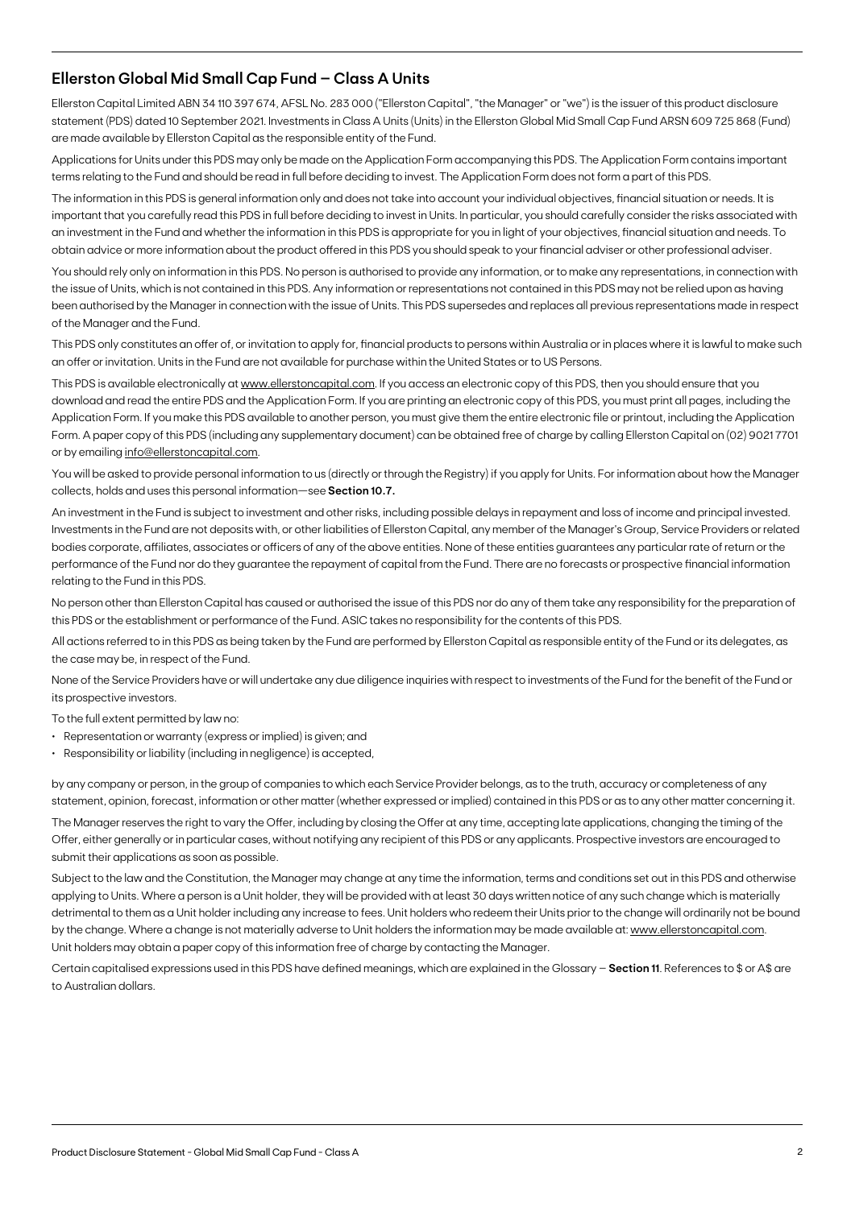## Ellerston Global Mid Small Cap Fund – Class A Units

Ellerston Capital Limited ABN 34 110 397 674, AFSL No. 283 000 ("Ellerston Capital", "the Manager" or "we") is the issuer of this product disclosure statement (PDS) dated 10 September 2021. Investments in Class A Units (Units) in the Ellerston Global Mid Small Cap Fund ARSN 609 725 868 (Fund) are made available by Ellerston Capital as the responsible entity of the Fund.

Applications for Units under this PDS may only be made on the Application Form accompanying this PDS. The Application Form contains important terms relating to the Fund and should be read in full before deciding to invest. The Application Form does not form a part of this PDS.

The information in this PDS is general information only and does not take into account your individual objectives, financial situation or needs. It is important that you carefully read this PDS in full before deciding to invest in Units. In particular, you should carefully consider the risks associated with an investment in the Fund and whether the information in this PDS is appropriate for you in light of your objectives, financial situation and needs. To obtain advice or more information about the product offered in this PDS you should speak to your financial adviser or other professional adviser.

You should rely only on information in this PDS. No person is authorised to provide any information, or to make any representations, in connection with the issue of Units, which is not contained in this PDS. Any information or representations not contained in this PDS may not be relied upon as having been authorised by the Manager in connection with the issue of Units. This PDS supersedes and replaces all previous representations made in respect of the Manager and the Fund.

This PDS only constitutes an offer of, or invitation to apply for, financial products to persons within Australia or in places where it is lawful to make such an offer or invitation. Units in the Fund are not available for purchase within the United States or to US Persons.

This PDS is available electronically at www.ellerstoncapital.com. If you access an electronic copy of this PDS, then you should ensure that you download and read the entire PDS and the Application Form. If you are printing an electronic copy of this PDS, you must print all pages, including the Application Form. If you make this PDS available to another person, you must give them the entire electronic file or printout, including the Application Form. A paper copy of this PDS (including any supplementary document) can be obtained free of charge by calling Ellerston Capital on (02) 9021 7701 or by emailing info@ellerstoncapital.com.

You will be asked to provide personal information to us (directly or through the Registry) if you apply for Units. For information about how the Manager collects, holds and uses this personal information—see **Section 10.7.**

An investment in the Fund is subject to investment and other risks, including possible delays in repayment and loss of income and principal invested. Investments in the Fund are not deposits with, or other liabilities of Ellerston Capital, any member of the Manager's Group, Service Providers or related bodies corporate, affiliates, associates or officers of any of the above entities. None of these entities guarantees any particular rate of return or the performance of the Fund nor do they guarantee the repayment of capital from the Fund. There are no forecasts or prospective financial information relating to the Fund in this PDS.

No person other than Ellerston Capital has caused or authorised the issue of this PDS nor do any of them take any responsibility for the preparation of this PDS or the establishment or performance of the Fund. ASIC takes no responsibility for the contents of this PDS.

All actions referred to in this PDS as being taken by the Fund are performed by Ellerston Capital as responsible entity of the Fund or its delegates, as the case may be, in respect of the Fund.

None of the Service Providers have or will undertake any due diligence inquiries with respect to investments of the Fund for the benefit of the Fund or its prospective investors.

To the full extent permitted by law no:

- Representation or warranty (express or implied) is given; and
- Responsibility or liability (including in negligence) is accepted,

by any company or person, in the group of companies to which each Service Provider belongs, as to the truth, accuracy or completeness of any statement, opinion, forecast, information or other matter (whether expressed or implied) contained in this PDS or as to any other matter concerning it.

The Manager reserves the right to vary the Offer, including by closing the Offer at any time, accepting late applications, changing the timing of the Offer, either generally or in particular cases, without notifying any recipient of this PDS or any applicants. Prospective investors are encouraged to submit their applications as soon as possible.

Subject to the law and the Constitution, the Manager may change at any time the information, terms and conditions set out in this PDS and otherwise applying to Units. Where a person is a Unit holder, they will be provided with at least 30 days written notice of any such change which is materially detrimental to them as a Unit holder including any increase to fees. Unit holders who redeem their Units prior to the change will ordinarily not be bound by the change. Where a change is not materially adverse to Unit holders the information may be made available at: www.ellerstoncapital.com. Unit holders may obtain a paper copy of this information free of charge by contacting the Manager.

Certain capitalised expressions used in this PDS have defined meanings, which are explained in the Glossary – **Section 11**. References to $ or A$ are to Australian dollars.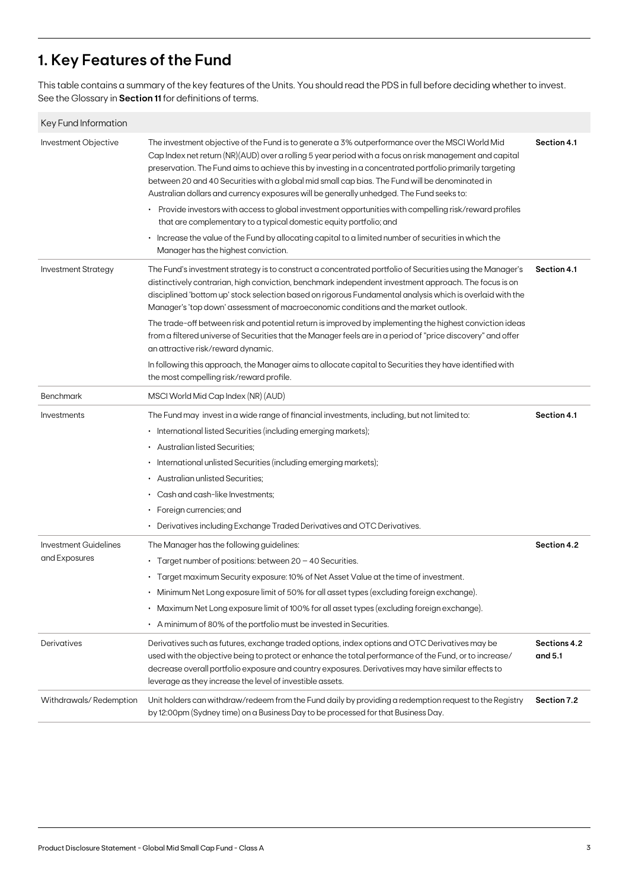# 1. Key Features of the Fund

This table contains a summary of the key features of the Units. You should read the PDS in full before deciding whether to invest. See the Glossary in **Section 11** for definitions of terms.

| Key Fund Information | | |
|---|---|---|
| Investment Objective | The investment objective of the Fund is to generate a 3% outperformance over the MSCI World Mid Cap Index net return (NR)(AUD) over a rolling 5 year period with a focus on risk management and capital preservation. The Fund aims to achieve this by investing in a concentrated portfolio primarily targeting between 20 and 40 Securities with a global mid small cap bias. The Fund will be denominated in Australian dollars and currency exposures will be generally unhedged. The Fund seeks to:<br>• Provide investors with access to global investment opportunities with compelling risk/reward profiles that are complementary to a typical domestic equity portfolio; and<br>• Increase the value of the Fund by allocating capital to a limited number of securities in which the Manager has the highest conviction. | **Section 4.1** |
| Investment Strategy | The Fund's investment strategy is to construct a concentrated portfolio of Securities using the Manager's distinctively contrarian, high conviction, benchmark independent investment approach. The focus is on disciplined 'bottom up' stock selection based on rigorous Fundamental analysis which is overlaid with the Manager's 'top down' assessment of macroeconomic conditions and the market outlook.<br>The trade-off between risk and potential return is improved by implementing the highest conviction ideas from a filtered universe of Securities that the Manager feels are in a period of "price discovery" and offer an attractive risk/reward dynamic.<br>In following this approach, the Manager aims to allocate capital to Securities they have identified with the most compelling risk/reward profile. | **Section 4.1** |
| Benchmark | MSCI World Mid Cap Index (NR) (AUD) | |
| Investments | The Fund may invest in a wide range of financial investments, including, but not limited to:<br>• International listed Securities (including emerging markets);<br>• Australian listed Securities;<br>• International unlisted Securities (including emerging markets);<br>• Australian unlisted Securities;<br>• Cash and cash-like Investments;<br>• Foreign currencies; and<br>• Derivatives including Exchange Traded Derivatives and OTC Derivatives. | **Section 4.1** |
| Investment Guidelines and Exposures | The Manager has the following guidelines:<br>• Target number of positions: between 20 – 40 Securities.<br>• Target maximum Security exposure: 10% of Net Asset Value at the time of investment.<br>• Minimum Net Long exposure limit of 50% for all asset types (excluding foreign exchange).<br>• Maximum Net Long exposure limit of 100% for all asset types (excluding foreign exchange).<br>• A minimum of 80% of the portfolio must be invested in Securities. | **Section 4.2** |
| Derivatives | Derivatives such as futures, exchange traded options, index options and OTC Derivatives may be used with the objective being to protect or enhance the total performance of the Fund, or to increase/decrease overall portfolio exposure and country exposures. Derivatives may have similar effects to leverage as they increase the level of investible assets. | **Sections 4.2 and 5.1** |
| Withdrawals/ Redemption | Unit holders can withdraw/redeem from the Fund daily by providing a redemption request to the Registry by 12:00pm (Sydney time) on a Business Day to be processed for that Business Day. | **Section 7.2** |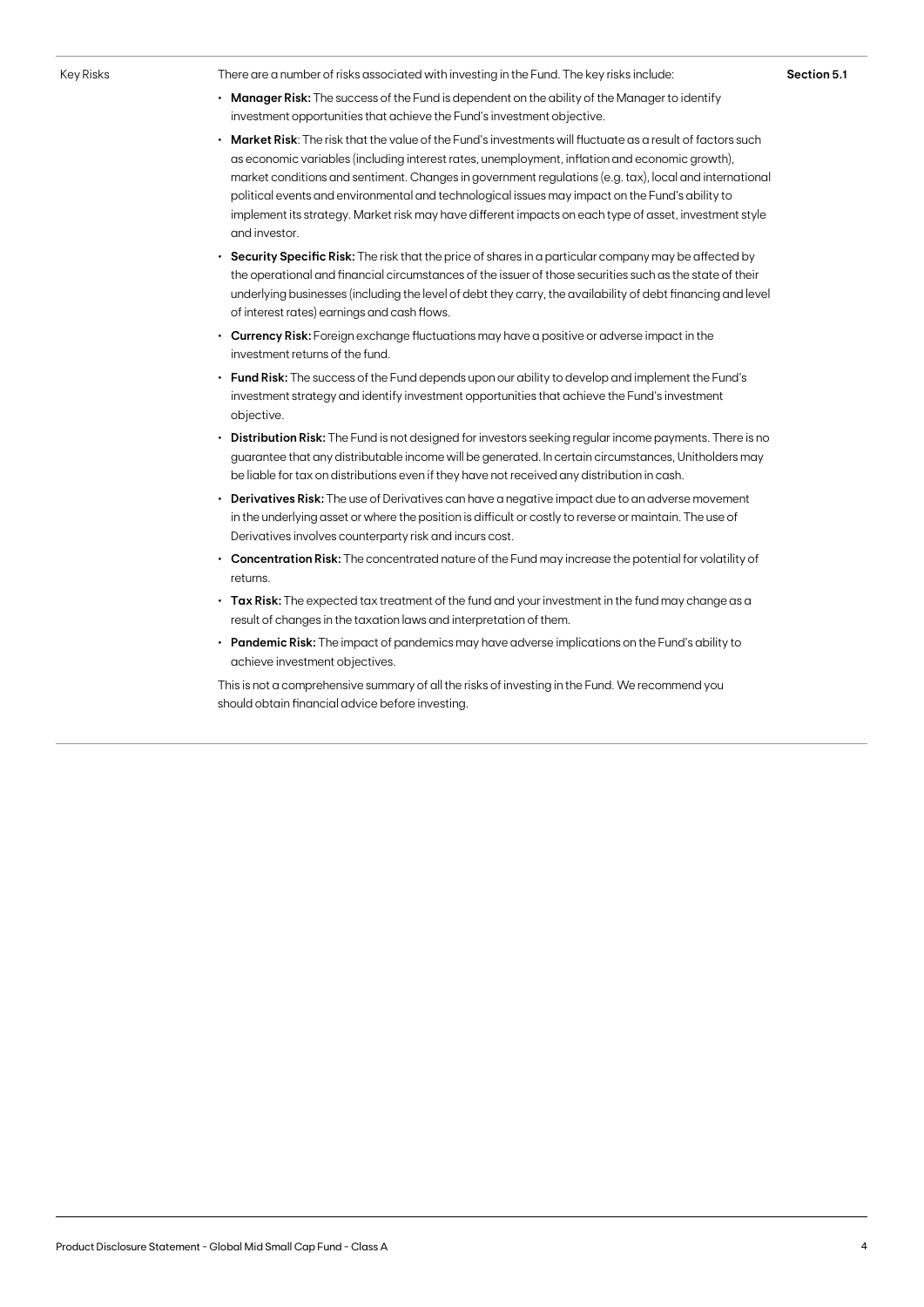| Key Risks | There are a number of risks associated with investing in the Fund. The key risks include: | Section 5.1 |
|---|---|---|

Key Risks

There are a number of risks associated with investing in the Fund. The key risks include:

**Section 5.1**

- **Manager Risk:** The success of the Fund is dependent on the ability of the Manager to identify investment opportunities that achieve the Fund's investment objective.
- **Market Risk**: The risk that the value of the Fund's investments will fluctuate as a result of factors such as economic variables (including interest rates, unemployment, inflation and economic growth), market conditions and sentiment. Changes in government regulations (e.g. tax), local and international political events and environmental and technological issues may impact on the Fund's ability to implement its strategy. Market risk may have different impacts on each type of asset, investment style and investor.
- **Security Specific Risk:** The risk that the price of shares in a particular company may be affected by the operational and financial circumstances of the issuer of those securities such as the state of their underlying businesses (including the level of debt they carry, the availability of debt financing and level of interest rates) earnings and cash flows.
- **Currency Risk:** Foreign exchange fluctuations may have a positive or adverse impact in the investment returns of the fund.
- **Fund Risk:** The success of the Fund depends upon our ability to develop and implement the Fund's investment strategy and identify investment opportunities that achieve the Fund's investment objective.
- **Distribution Risk:** The Fund is not designed for investors seeking regular income payments. There is no guarantee that any distributable income will be generated. In certain circumstances, Unitholders may be liable for tax on distributions even if they have not received any distribution in cash.
- **Derivatives Risk:** The use of Derivatives can have a negative impact due to an adverse movement in the underlying asset or where the position is difficult or costly to reverse or maintain. The use of Derivatives involves counterparty risk and incurs cost.
- **Concentration Risk:** The concentrated nature of the Fund may increase the potential for volatility of returns.
- **Tax Risk:** The expected tax treatment of the fund and your investment in the fund may change as a result of changes in the taxation laws and interpretation of them.
- **Pandemic Risk:** The impact of pandemics may have adverse implications on the Fund's ability to achieve investment objectives.

This is not a comprehensive summary of all the risks of investing in the Fund. We recommend you should obtain financial advice before investing.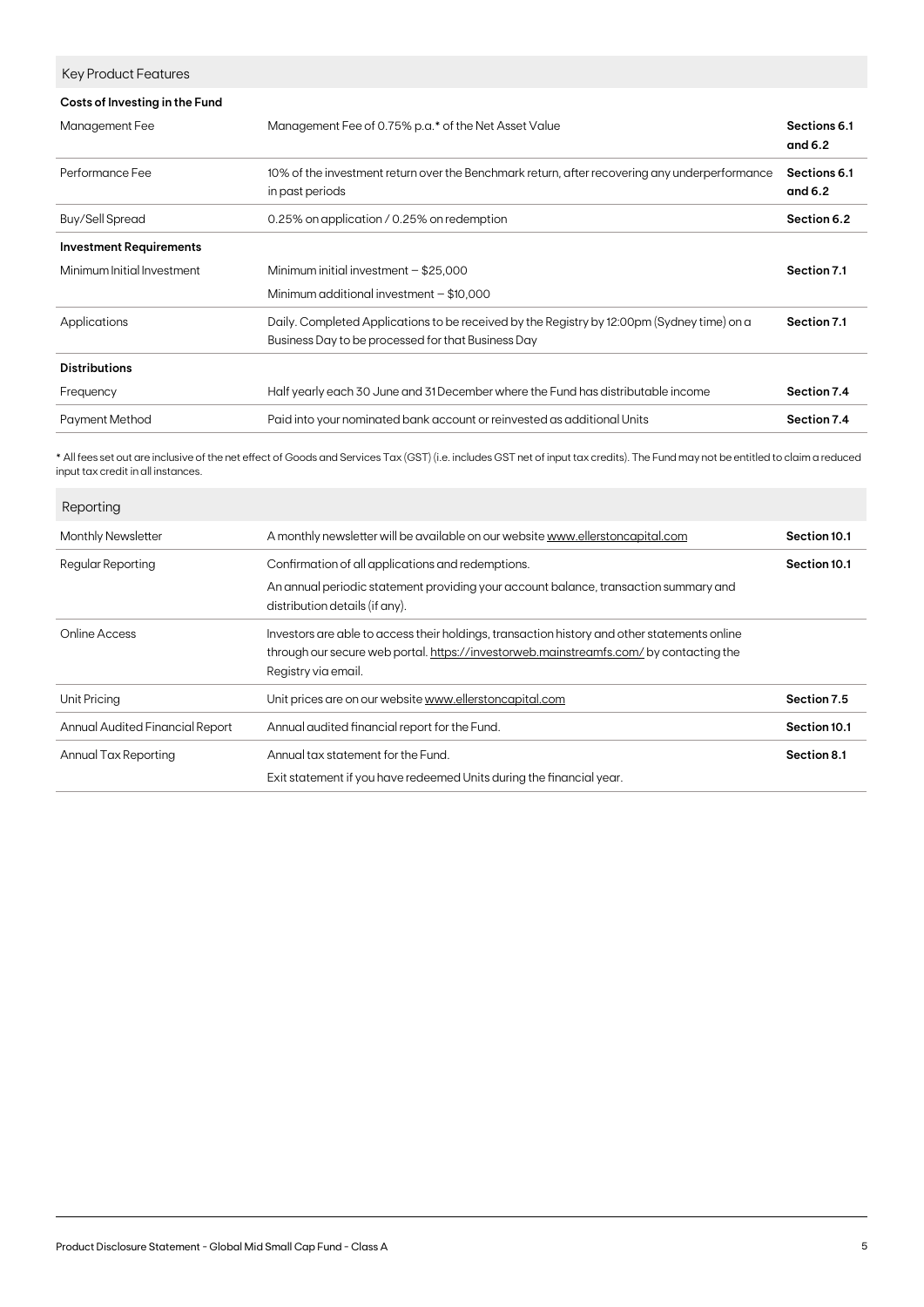## Key Product Features

| Costs of Investing in the Fund | | |
|---|---|---|
| Management Fee | Management Fee of 0.75% p.a.* of the Net Asset Value | **Sections 6.1 and 6.2** |
| Performance Fee | 10% of the investment return over the Benchmark return, after recovering any underperformance in past periods | **Sections 6.1 and 6.2** |
| Buy/Sell Spread | 0.25% on application / 0.25% on redemption | **Section 6.2** |
| **Investment Requirements** | | |
| Minimum Initial Investment | Minimum initial investment – $25,000<br>Minimum additional investment – $10,000 | **Section 7.1** |
| Applications | Daily. Completed Applications to be received by the Registry by 12:00pm (Sydney time) on a Business Day to be processed for that Business Day | **Section 7.1** |
| **Distributions** | | |
| Frequency | Half yearly each 30 June and 31 December where the Fund has distributable income | **Section 7.4** |
| Payment Method | Paid into your nominated bank account or reinvested as additional Units | **Section 7.4** |

* All fees set out are inclusive of the net effect of Goods and Services Tax (GST) (i.e. includes GST net of input tax credits). The Fund may not be entitled to claim a reduced input tax credit in all instances.

## Reporting

| | | |
|---|---|---|
| Monthly Newsletter | A monthly newsletter will be available on our website www.ellerstoncapital.com | **Section 10.1** |
| Regular Reporting | Confirmation of all applications and redemptions.<br>An annual periodic statement providing your account balance, transaction summary and distribution details (if any). | **Section 10.1** |
| Online Access | Investors are able to access their holdings, transaction history and other statements online through our secure web portal. https://investorweb.mainstreamfs.com/ by contacting the Registry via email. | |
| Unit Pricing | Unit prices are on our website www.ellerstoncapital.com | **Section 7.5** |
| Annual Audited Financial Report | Annual audited financial report for the Fund. | **Section 10.1** |
| Annual Tax Reporting | Annual tax statement for the Fund.<br>Exit statement if you have redeemed Units during the financial year. | **Section 8.1** |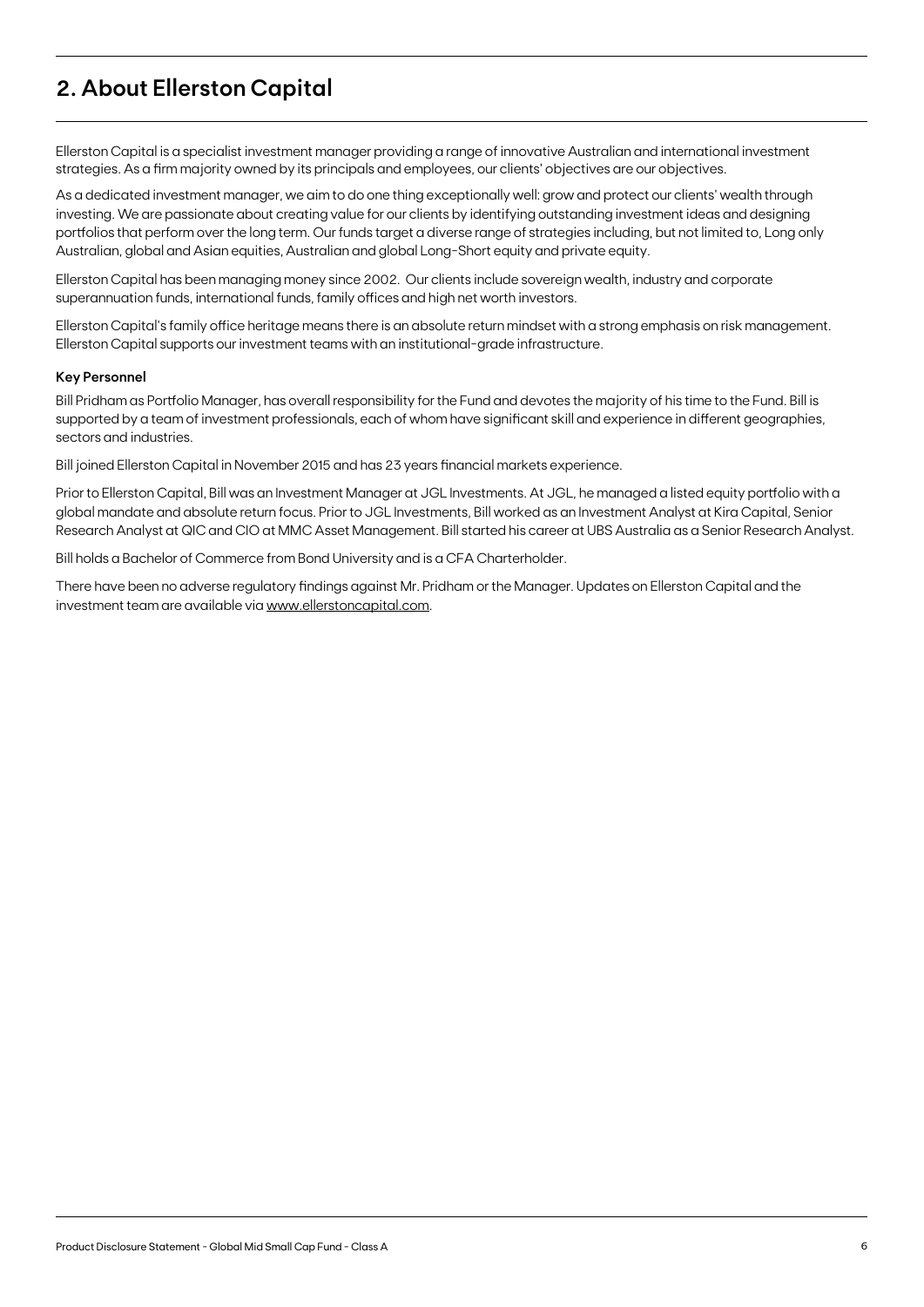## 2. About Ellerston Capital

Ellerston Capital is a specialist investment manager providing a range of innovative Australian and international investment strategies. As a firm majority owned by its principals and employees, our clients' objectives are our objectives.

As a dedicated investment manager, we aim to do one thing exceptionally well: grow and protect our clients' wealth through investing. We are passionate about creating value for our clients by identifying outstanding investment ideas and designing portfolios that perform over the long term. Our funds target a diverse range of strategies including, but not limited to, Long only Australian, global and Asian equities, Australian and global Long-Short equity and private equity.

Ellerston Capital has been managing money since 2002. Our clients include sovereign wealth, industry and corporate superannuation funds, international funds, family offices and high net worth investors.

Ellerston Capital's family office heritage means there is an absolute return mindset with a strong emphasis on risk management. Ellerston Capital supports our investment teams with an institutional-grade infrastructure.

**Key Personnel**

Bill Pridham as Portfolio Manager, has overall responsibility for the Fund and devotes the majority of his time to the Fund. Bill is supported by a team of investment professionals, each of whom have significant skill and experience in different geographies, sectors and industries.

Bill joined Ellerston Capital in November 2015 and has 23 years financial markets experience.

Prior to Ellerston Capital, Bill was an Investment Manager at JGL Investments. At JGL, he managed a listed equity portfolio with a global mandate and absolute return focus. Prior to JGL Investments, Bill worked as an Investment Analyst at Kira Capital, Senior Research Analyst at QIC and CIO at MMC Asset Management. Bill started his career at UBS Australia as a Senior Research Analyst.

Bill holds a Bachelor of Commerce from Bond University and is a CFA Charterholder.

There have been no adverse regulatory findings against Mr. Pridham or the Manager. Updates on Ellerston Capital and the investment team are available via www.ellerstoncapital.com.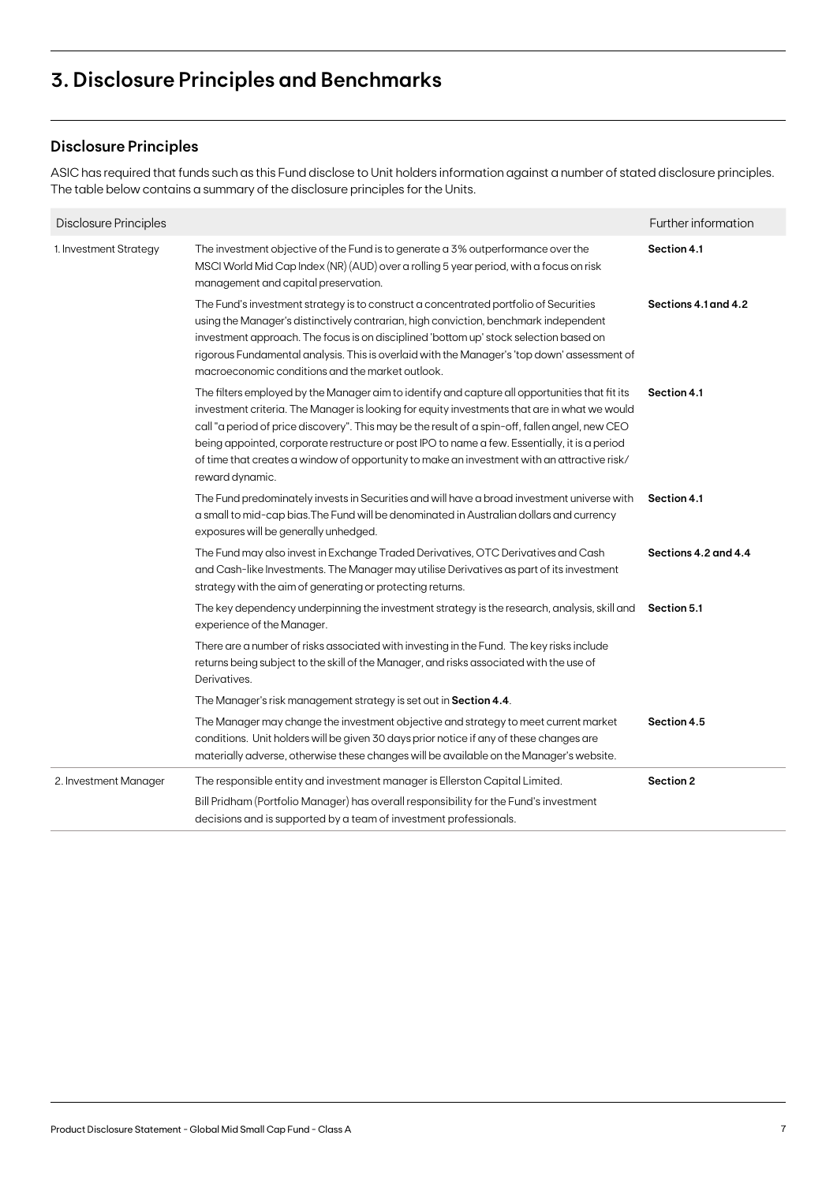# 3. Disclosure Principles and Benchmarks

## Disclosure Principles

ASIC has required that funds such as this Fund disclose to Unit holders information against a number of stated disclosure principles. The table below contains a summary of the disclosure principles for the Units.

| Disclosure Principles | | Further information |
|---|---|---|
| 1. Investment Strategy | The investment objective of the Fund is to generate a 3% outperformance over the MSCI World Mid Cap Index (NR) (AUD) over a rolling 5 year period, with a focus on risk management and capital preservation. | **Section 4.1** |
| | The Fund's investment strategy is to construct a concentrated portfolio of Securities using the Manager's distinctively contrarian, high conviction, benchmark independent investment approach. The focus is on disciplined 'bottom up' stock selection based on rigorous Fundamental analysis. This is overlaid with the Manager's 'top down' assessment of macroeconomic conditions and the market outlook. | **Sections 4.1 and 4.2** |
| | The filters employed by the Manager aim to identify and capture all opportunities that fit its investment criteria. The Manager is looking for equity investments that are in what we would call "a period of price discovery". This may be the result of a spin-off, fallen angel, new CEO being appointed, corporate restructure or post IPO to name a few. Essentially, it is a period of time that creates a window of opportunity to make an investment with an attractive risk/reward dynamic. | **Section 4.1** |
| | The Fund predominately invests in Securities and will have a broad investment universe with a small to mid-cap bias.The Fund will be denominated in Australian dollars and currency exposures will be generally unhedged. | **Section 4.1** |
| | The Fund may also invest in Exchange Traded Derivatives, OTC Derivatives and Cash and Cash-like Investments. The Manager may utilise Derivatives as part of its investment strategy with the aim of generating or protecting returns. | **Sections 4.2 and 4.4** |
| | The key dependency underpinning the investment strategy is the research, analysis, skill and experience of the Manager. | **Section 5.1** |
| | There are a number of risks associated with investing in the Fund. The key risks include returns being subject to the skill of the Manager, and risks associated with the use of Derivatives. | |
| | The Manager's risk management strategy is set out in **Section 4.4**. | |
| | The Manager may change the investment objective and strategy to meet current market conditions. Unit holders will be given 30 days prior notice if any of these changes are materially adverse, otherwise these changes will be available on the Manager's website. | **Section 4.5** |
| 2. Investment Manager | The responsible entity and investment manager is Ellerston Capital Limited.<br>Bill Pridham (Portfolio Manager) has overall responsibility for the Fund's investment decisions and is supported by a team of investment professionals. | **Section 2** |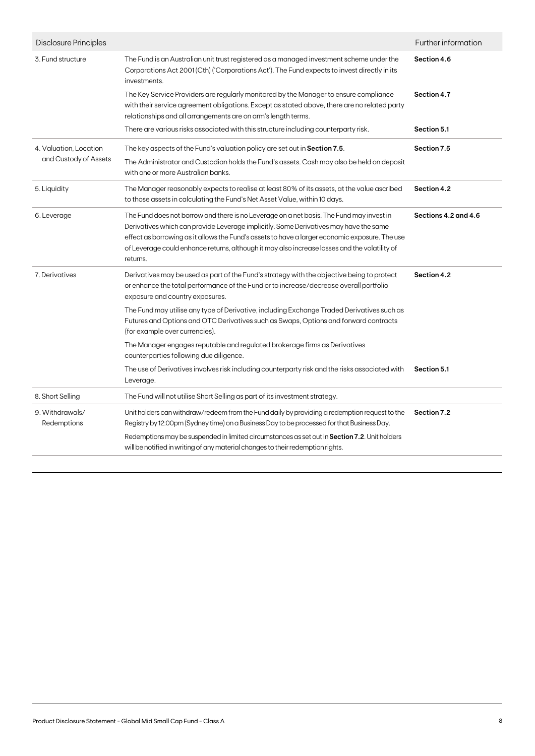| Disclosure Principles | | Further information |
|---|---|---|
| 3. Fund structure | The Fund is an Australian unit trust registered as a managed investment scheme under the Corporations Act 2001 (Cth) ('Corporations Act'). The Fund expects to invest directly in its investments. | **Section 4.6** |
| | The Key Service Providers are regularly monitored by the Manager to ensure compliance with their service agreement obligations. Except as stated above, there are no related party relationships and all arrangements are on arm's length terms. | **Section 4.7** |
| | There are various risks associated with this structure including counterparty risk. | **Section 5.1** |
| 4. Valuation, Location and Custody of Assets | The key aspects of the Fund's valuation policy are set out in **Section 7.5**.<br><br>The Administrator and Custodian holds the Fund's assets. Cash may also be held on deposit with one or more Australian banks. | **Section 7.5** |
| 5. Liquidity | The Manager reasonably expects to realise at least 80% of its assets, at the value ascribed to those assets in calculating the Fund's Net Asset Value, within 10 days. | **Section 4.2** |
| 6. Leverage | The Fund does not borrow and there is no Leverage on a net basis. The Fund may invest in Derivatives which can provide Leverage implicitly. Some Derivatives may have the same effect as borrowing as it allows the Fund's assets to have a larger economic exposure. The use of Leverage could enhance returns, although it may also increase losses and the volatility of returns. | **Sections 4.2 and 4.6** |
| 7. Derivatives | Derivatives may be used as part of the Fund's strategy with the objective being to protect or enhance the total performance of the Fund or to increase/decrease overall portfolio exposure and country exposures.<br><br>The Fund may utilise any type of Derivative, including Exchange Traded Derivatives such as Futures and Options and OTC Derivatives such as Swaps, Options and forward contracts (for example over currencies).<br><br>The Manager engages reputable and regulated brokerage firms as Derivatives counterparties following due diligence. | **Section 4.2** |
| | The use of Derivatives involves risk including counterparty risk and the risks associated with Leverage. | **Section 5.1** |
| 8. Short Selling | The Fund will not utilise Short Selling as part of its investment strategy. | |
| 9. Withdrawals/ Redemptions | Unit holders can withdraw/redeem from the Fund daily by providing a redemption request to the Registry by 12:00pm (Sydney time) on a Business Day to be processed for that Business Day.<br><br>Redemptions may be suspended in limited circumstances as set out in **Section 7.2**. Unit holders will be notified in writing of any material changes to their redemption rights. | **Section 7.2** |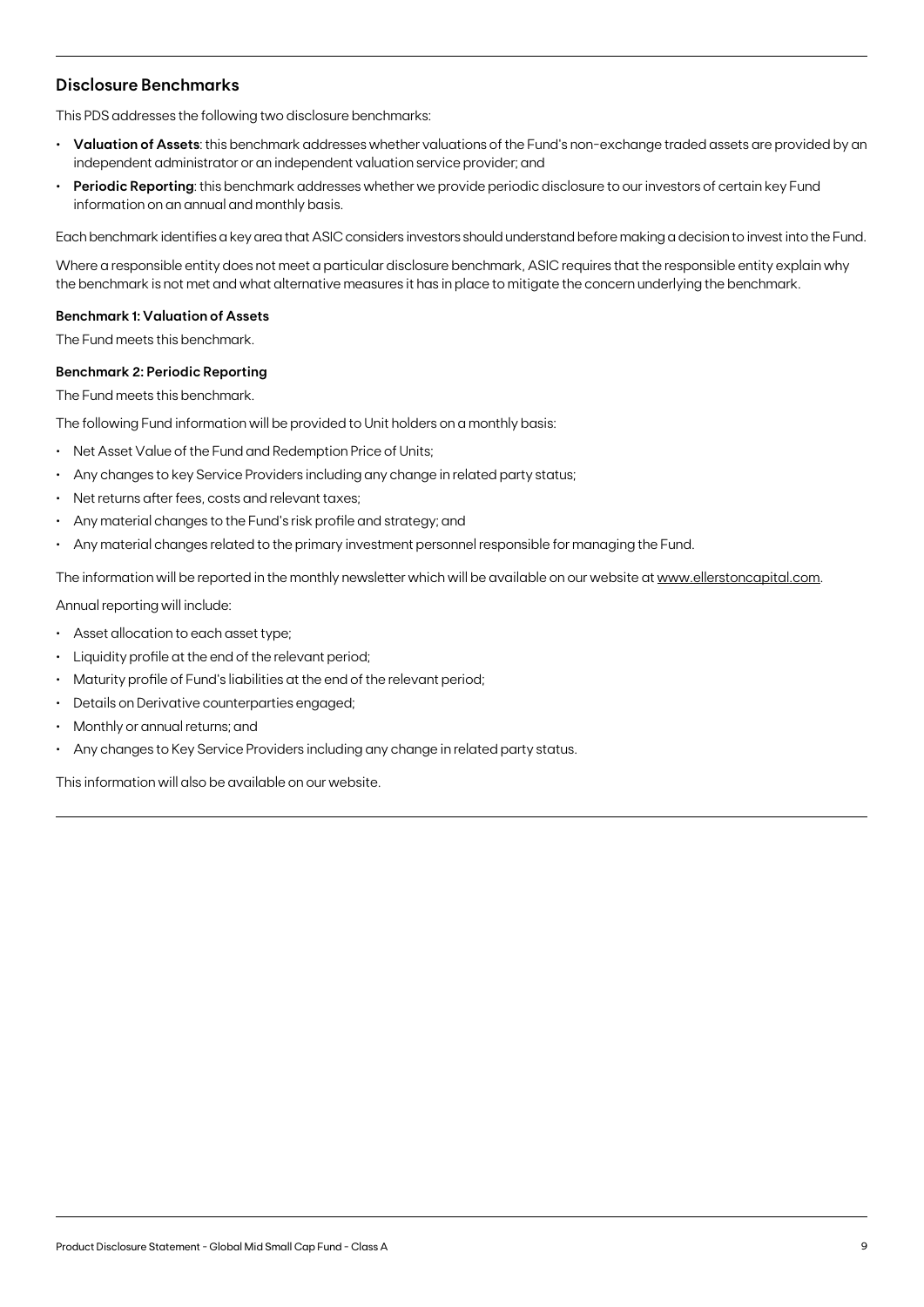## Disclosure Benchmarks

This PDS addresses the following two disclosure benchmarks:

- **Valuation of Assets**: this benchmark addresses whether valuations of the Fund's non-exchange traded assets are provided by an independent administrator or an independent valuation service provider; and
- **Periodic Reporting**: this benchmark addresses whether we provide periodic disclosure to our investors of certain key Fund information on an annual and monthly basis.

Each benchmark identifies a key area that ASIC considers investors should understand before making a decision to invest into the Fund.

Where a responsible entity does not meet a particular disclosure benchmark, ASIC requires that the responsible entity explain why the benchmark is not met and what alternative measures it has in place to mitigate the concern underlying the benchmark.

#### Benchmark 1: Valuation of Assets

The Fund meets this benchmark.

#### Benchmark 2: Periodic Reporting

The Fund meets this benchmark.

The following Fund information will be provided to Unit holders on a monthly basis:

- Net Asset Value of the Fund and Redemption Price of Units;
- Any changes to key Service Providers including any change in related party status;
- Net returns after fees, costs and relevant taxes;
- Any material changes to the Fund's risk profile and strategy; and
- Any material changes related to the primary investment personnel responsible for managing the Fund.

The information will be reported in the monthly newsletter which will be available on our website at www.ellerstoncapital.com.

Annual reporting will include:

- Asset allocation to each asset type;
- Liquidity profile at the end of the relevant period;
- Maturity profile of Fund's liabilities at the end of the relevant period;
- Details on Derivative counterparties engaged;
- Monthly or annual returns; and
- Any changes to Key Service Providers including any change in related party status.

This information will also be available on our website.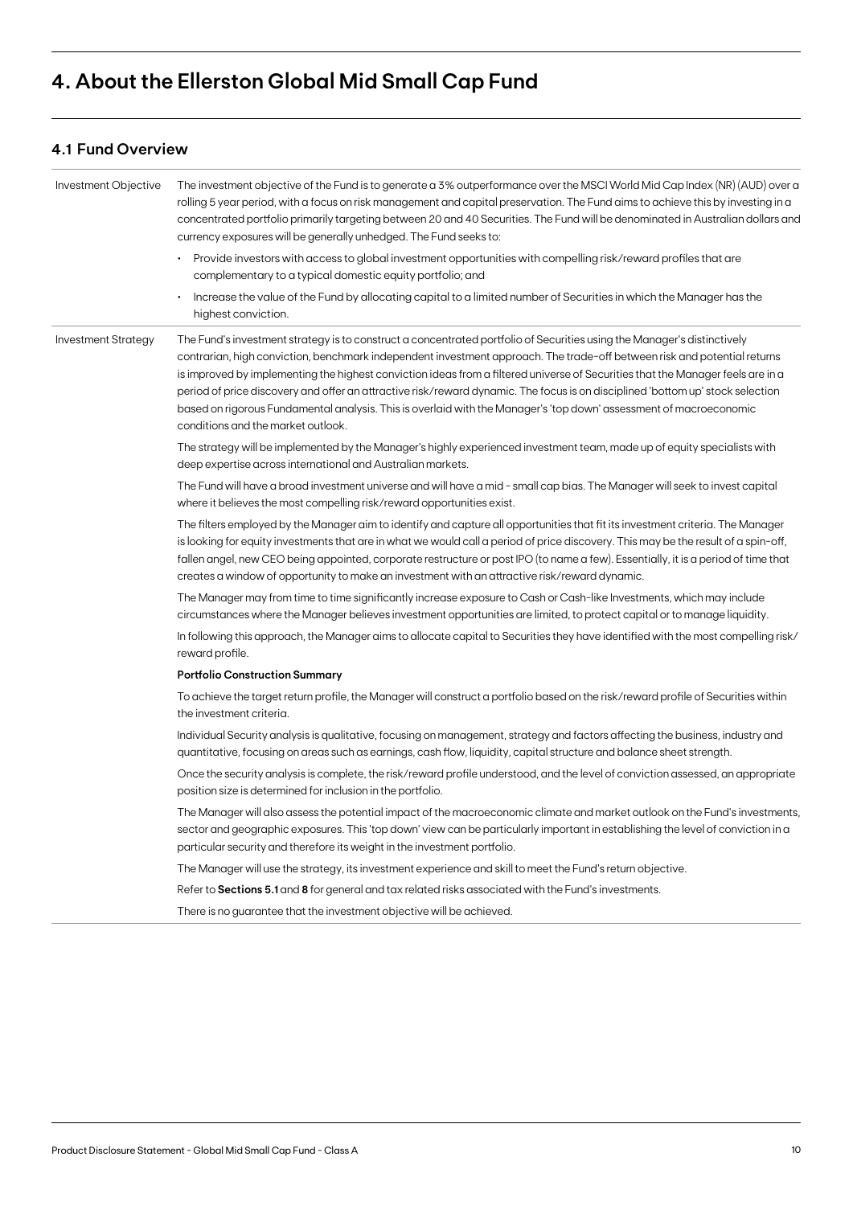# 4. About the Ellerston Global Mid Small Cap Fund

## 4.1 Fund Overview

| | |
|---|---|
| Investment Objective | The investment objective of the Fund is to generate a 3% outperformance over the MSCI World Mid Cap Index (NR) (AUD) over a rolling 5 year period, with a focus on risk management and capital preservation. The Fund aims to achieve this by investing in a concentrated portfolio primarily targeting between 20 and 40 Securities. The Fund will be denominated in Australian dollars and currency exposures will be generally unhedged. The Fund seeks to:<br>• Provide investors with access to global investment opportunities with compelling risk/reward profiles that are complementary to a typical domestic equity portfolio; and<br>• Increase the value of the Fund by allocating capital to a limited number of Securities in which the Manager has the highest conviction. |
| Investment Strategy | The Fund's investment strategy is to construct a concentrated portfolio of Securities using the Manager's distinctively contrarian, high conviction, benchmark independent investment approach. The trade-off between risk and potential returns is improved by implementing the highest conviction ideas from a filtered universe of Securities that the Manager feels are in a period of price discovery and offer an attractive risk/reward dynamic. The focus is on disciplined 'bottom up' stock selection based on rigorous Fundamental analysis. This is overlaid with the Manager's 'top down' assessment of macroeconomic conditions and the market outlook.<br><br>The strategy will be implemented by the Manager's highly experienced investment team, made up of equity specialists with deep expertise across international and Australian markets.<br><br>The Fund will have a broad investment universe and will have a mid - small cap bias. The Manager will seek to invest capital where it believes the most compelling risk/reward opportunities exist.<br><br>The filters employed by the Manager aim to identify and capture all opportunities that fit its investment criteria. The Manager is looking for equity investments that are in what we would call a period of price discovery. This may be the result of a spin-off, fallen angel, new CEO being appointed, corporate restructure or post IPO (to name a few). Essentially, it is a period of time that creates a window of opportunity to make an investment with an attractive risk/reward dynamic.<br><br>The Manager may from time to time significantly increase exposure to Cash or Cash-like Investments, which may include circumstances where the Manager believes investment opportunities are limited, to protect capital or to manage liquidity.<br><br>In following this approach, the Manager aims to allocate capital to Securities they have identified with the most compelling risk/reward profile.<br><br>**Portfolio Construction Summary**<br><br>To achieve the target return profile, the Manager will construct a portfolio based on the risk/reward profile of Securities within the investment criteria.<br><br>Individual Security analysis is qualitative, focusing on management, strategy and factors affecting the business, industry and quantitative, focusing on areas such as earnings, cash flow, liquidity, capital structure and balance sheet strength.<br><br>Once the security analysis is complete, the risk/reward profile understood, and the level of conviction assessed, an appropriate position size is determined for inclusion in the portfolio.<br><br>The Manager will also assess the potential impact of the macroeconomic climate and market outlook on the Fund's investments, sector and geographic exposures. This 'top down' view can be particularly important in establishing the level of conviction in a particular security and therefore its weight in the investment portfolio.<br><br>The Manager will use the strategy, its investment experience and skill to meet the Fund's return objective.<br><br>Refer to **Sections 5.1** and **8** for general and tax related risks associated with the Fund's investments.<br><br>There is no guarantee that the investment objective will be achieved. |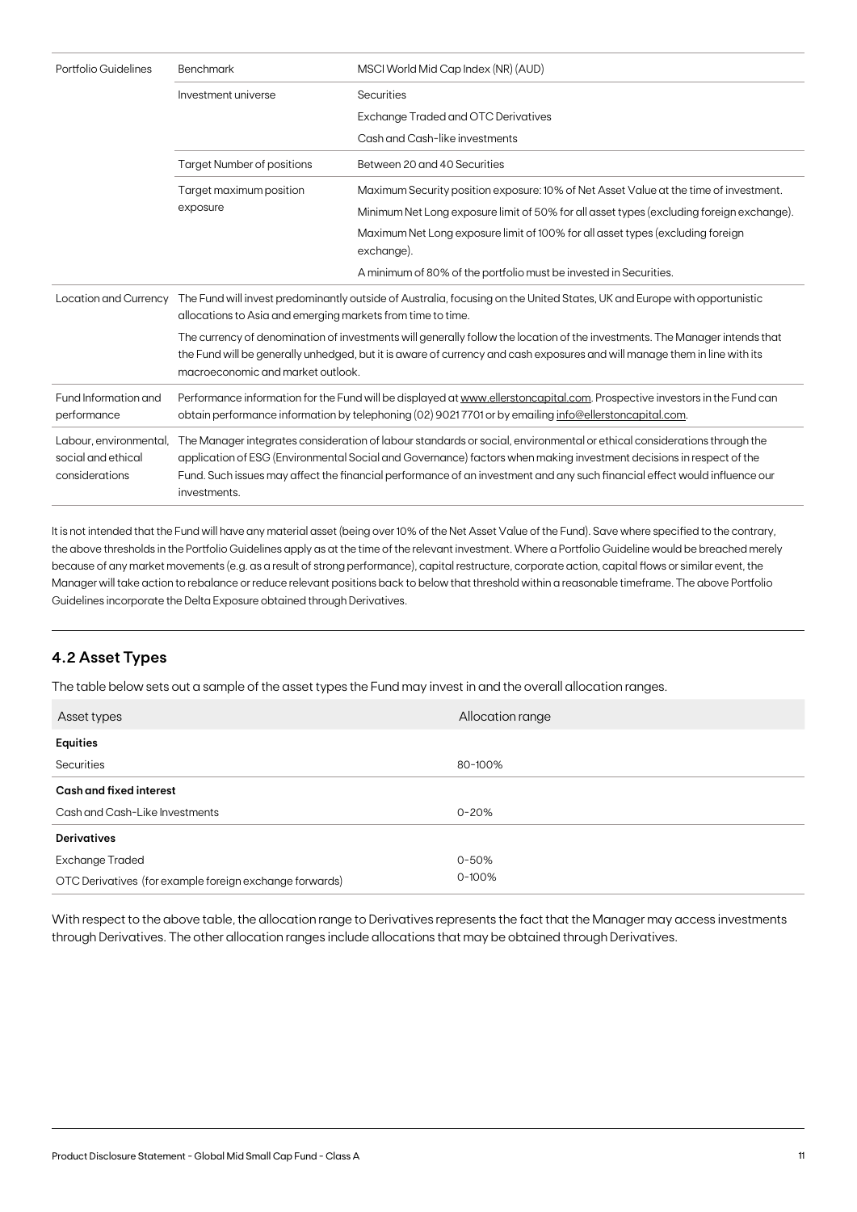| Portfolio Guidelines | Benchmark | MSCI World Mid Cap Index (NR) (AUD) |
|---|---|---|
| | Investment universe | Securities<br>Exchange Traded and OTC Derivatives<br>Cash and Cash-like investments |
| | Target Number of positions | Between 20 and 40 Securities |
| | Target maximum position exposure | Maximum Security position exposure: 10% of Net Asset Value at the time of investment.<br>Minimum Net Long exposure limit of 50% for all asset types (excluding foreign exchange).<br>Maximum Net Long exposure limit of 100% for all asset types (excluding foreign exchange).<br>A minimum of 80% of the portfolio must be invested in Securities. |
| Location and Currency | The Fund will invest predominantly outside of Australia, focusing on the United States, UK and Europe with opportunistic allocations to Asia and emerging markets from time to time.<br>The currency of denomination of investments will generally follow the location of the investments. The Manager intends that the Fund will be generally unhedged, but it is aware of currency and cash exposures and will manage them in line with its macroeconomic and market outlook. | |
| Fund Information and performance | Performance information for the Fund will be displayed at www.ellerstoncapital.com. Prospective investors in the Fund can obtain performance information by telephoning (02) 9021 7701 or by emailing info@ellerstoncapital.com. | |
| Labour, environmental, social and ethical considerations | The Manager integrates consideration of labour standards or social, environmental or ethical considerations through the application of ESG (Environmental Social and Governance) factors when making investment decisions in respect of the Fund. Such issues may affect the financial performance of an investment and any such financial effect would influence our investments. | |

It is not intended that the Fund will have any material asset (being over 10% of the Net Asset Value of the Fund). Save where specified to the contrary, the above thresholds in the Portfolio Guidelines apply as at the time of the relevant investment. Where a Portfolio Guideline would be breached merely because of any market movements (e.g. as a result of strong performance), capital restructure, corporate action, capital flows or similar event, the Manager will take action to rebalance or reduce relevant positions back to below that threshold within a reasonable timeframe. The above Portfolio Guidelines incorporate the Delta Exposure obtained through Derivatives.

## 4.2 Asset Types

The table below sets out a sample of the asset types the Fund may invest in and the overall allocation ranges.

| Asset types | Allocation range |
|---|---|
| **Equities** | |
| Securities | 80-100% |
| **Cash and fixed interest** | |
| Cash and Cash-Like Investments | 0-20% |
| **Derivatives** | |
| Exchange Traded | 0-50% |
| OTC Derivatives (for example foreign exchange forwards) | 0-100% |

With respect to the above table, the allocation range to Derivatives represents the fact that the Manager may access investments through Derivatives. The other allocation ranges include allocations that may be obtained through Derivatives.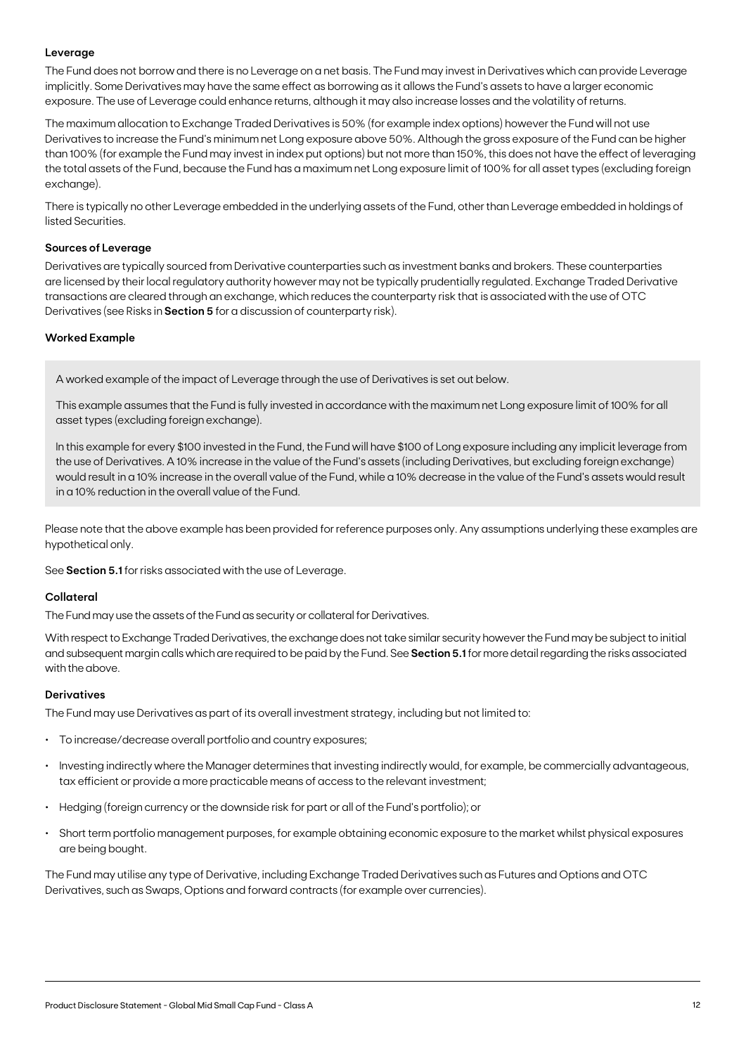### Leverage

The Fund does not borrow and there is no Leverage on a net basis. The Fund may invest in Derivatives which can provide Leverage implicitly. Some Derivatives may have the same effect as borrowing as it allows the Fund's assets to have a larger economic exposure. The use of Leverage could enhance returns, although it may also increase losses and the volatility of returns.

The maximum allocation to Exchange Traded Derivatives is 50% (for example index options) however the Fund will not use Derivatives to increase the Fund's minimum net Long exposure above 50%. Although the gross exposure of the Fund can be higher than 100% (for example the Fund may invest in index put options) but not more than 150%, this does not have the effect of leveraging the total assets of the Fund, because the Fund has a maximum net Long exposure limit of 100% for all asset types (excluding foreign exchange).

There is typically no other Leverage embedded in the underlying assets of the Fund, other than Leverage embedded in holdings of listed Securities.

### Sources of Leverage

Derivatives are typically sourced from Derivative counterparties such as investment banks and brokers. These counterparties are licensed by their local regulatory authority however may not be typically prudentially regulated. Exchange Traded Derivative transactions are cleared through an exchange, which reduces the counterparty risk that is associated with the use of OTC Derivatives (see Risks in **Section 5** for a discussion of counterparty risk).

### Worked Example

A worked example of the impact of Leverage through the use of Derivatives is set out below.

This example assumes that the Fund is fully invested in accordance with the maximum net Long exposure limit of 100% for all asset types (excluding foreign exchange).

In this example for every $100 invested in the Fund, the Fund will have $100 of Long exposure including any implicit leverage from the use of Derivatives. A 10% increase in the value of the Fund's assets (including Derivatives, but excluding foreign exchange) would result in a 10% increase in the overall value of the Fund, while a 10% decrease in the value of the Fund's assets would result in a 10% reduction in the overall value of the Fund.

Please note that the above example has been provided for reference purposes only. Any assumptions underlying these examples are hypothetical only.

See **Section 5.1** for risks associated with the use of Leverage.

### Collateral

The Fund may use the assets of the Fund as security or collateral for Derivatives.

With respect to Exchange Traded Derivatives, the exchange does not take similar security however the Fund may be subject to initial and subsequent margin calls which are required to be paid by the Fund. See **Section 5.1** for more detail regarding the risks associated with the above.

### Derivatives

The Fund may use Derivatives as part of its overall investment strategy, including but not limited to:

- To increase/decrease overall portfolio and country exposures;
- Investing indirectly where the Manager determines that investing indirectly would, for example, be commercially advantageous, tax efficient or provide a more practicable means of access to the relevant investment;
- Hedging (foreign currency or the downside risk for part or all of the Fund's portfolio); or
- Short term portfolio management purposes, for example obtaining economic exposure to the market whilst physical exposures are being bought.

The Fund may utilise any type of Derivative, including Exchange Traded Derivatives such as Futures and Options and OTC Derivatives, such as Swaps, Options and forward contracts (for example over currencies).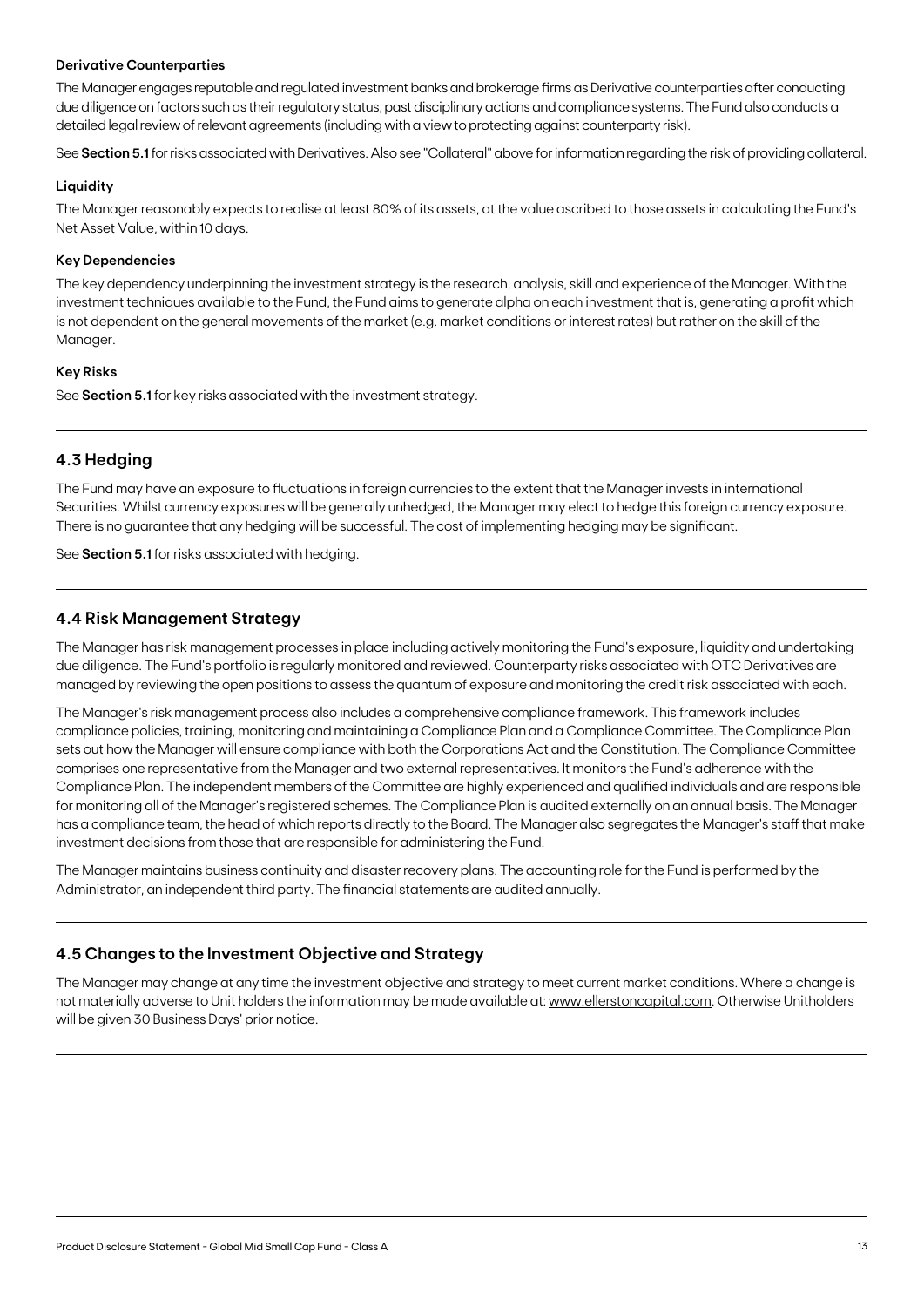#### Derivative Counterparties

The Manager engages reputable and regulated investment banks and brokerage firms as Derivative counterparties after conducting due diligence on factors such as their regulatory status, past disciplinary actions and compliance systems. The Fund also conducts a detailed legal review of relevant agreements (including with a view to protecting against counterparty risk).

See **Section 5.1** for risks associated with Derivatives. Also see "Collateral" above for information regarding the risk of providing collateral.

#### Liquidity

The Manager reasonably expects to realise at least 80% of its assets, at the value ascribed to those assets in calculating the Fund's Net Asset Value, within 10 days.

#### Key Dependencies

The key dependency underpinning the investment strategy is the research, analysis, skill and experience of the Manager. With the investment techniques available to the Fund, the Fund aims to generate alpha on each investment that is, generating a profit which is not dependent on the general movements of the market (e.g. market conditions or interest rates) but rather on the skill of the Manager.

#### Key Risks

See **Section 5.1** for key risks associated with the investment strategy.

## 4.3 Hedging

The Fund may have an exposure to fluctuations in foreign currencies to the extent that the Manager invests in international Securities. Whilst currency exposures will be generally unhedged, the Manager may elect to hedge this foreign currency exposure. There is no guarantee that any hedging will be successful. The cost of implementing hedging may be significant.

See **Section 5.1** for risks associated with hedging.

## 4.4 Risk Management Strategy

The Manager has risk management processes in place including actively monitoring the Fund's exposure, liquidity and undertaking due diligence. The Fund's portfolio is regularly monitored and reviewed. Counterparty risks associated with OTC Derivatives are managed by reviewing the open positions to assess the quantum of exposure and monitoring the credit risk associated with each.

The Manager's risk management process also includes a comprehensive compliance framework. This framework includes compliance policies, training, monitoring and maintaining a Compliance Plan and a Compliance Committee. The Compliance Plan sets out how the Manager will ensure compliance with both the Corporations Act and the Constitution. The Compliance Committee comprises one representative from the Manager and two external representatives. It monitors the Fund's adherence with the Compliance Plan. The independent members of the Committee are highly experienced and qualified individuals and are responsible for monitoring all of the Manager's registered schemes. The Compliance Plan is audited externally on an annual basis. The Manager has a compliance team, the head of which reports directly to the Board. The Manager also segregates the Manager's staff that make investment decisions from those that are responsible for administering the Fund.

The Manager maintains business continuity and disaster recovery plans. The accounting role for the Fund is performed by the Administrator, an independent third party. The financial statements are audited annually.

## 4.5 Changes to the Investment Objective and Strategy

The Manager may change at any time the investment objective and strategy to meet current market conditions. Where a change is not materially adverse to Unit holders the information may be made available at: www.ellerstoncapital.com. Otherwise Unitholders will be given 30 Business Days' prior notice.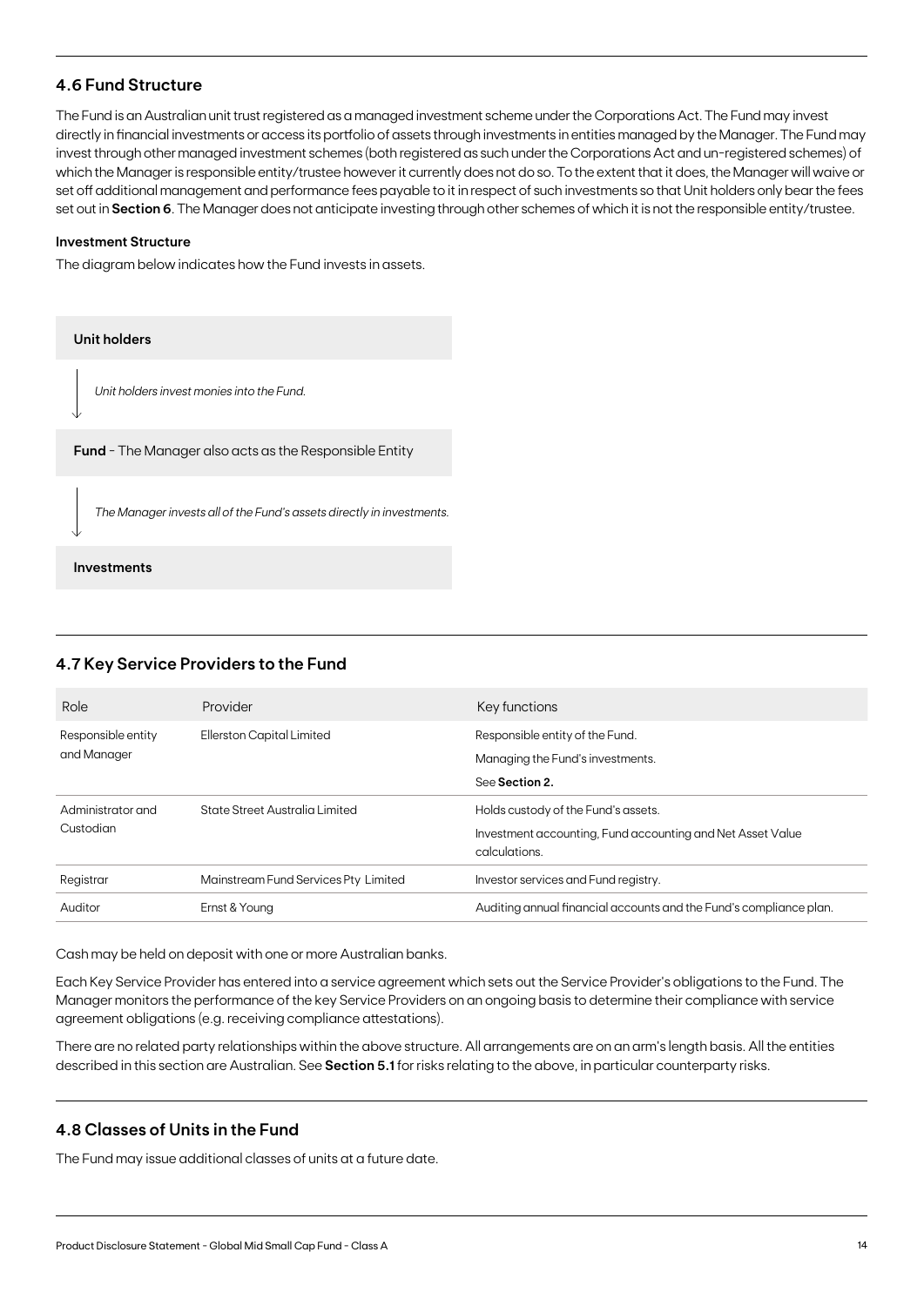## 4.6 Fund Structure

The Fund is an Australian unit trust registered as a managed investment scheme under the Corporations Act. The Fund may invest directly in financial investments or access its portfolio of assets through investments in entities managed by the Manager. The Fund may invest through other managed investment schemes (both registered as such under the Corporations Act and un-registered schemes) of which the Manager is responsible entity/trustee however it currently does not do so. To the extent that it does, the Manager will waive or set off additional management and performance fees payable to it in respect of such investments so that Unit holders only bear the fees set out in **Section 6**. The Manager does not anticipate investing through other schemes of which it is not the responsible entity/trustee.

**Investment Structure**

The diagram below indicates how the Fund invests in assets.

**Unit holders**

↓ *Unit holders invest monies into the Fund.*

**Fund** - The Manager also acts as the Responsible Entity

↓ *The Manager invests all of the Fund's assets directly in investments.*

**Investments**

## 4.7 Key Service Providers to the Fund

| Role | Provider | Key functions |
|---|---|---|
| Responsible entity and Manager | Ellerston Capital Limited | Responsible entity of the Fund.<br>Managing the Fund's investments.<br>See **Section 2.** |
| Administrator and Custodian | State Street Australia Limited | Holds custody of the Fund's assets.<br>Investment accounting, Fund accounting and Net Asset Value calculations. |
| Registrar | Mainstream Fund Services Pty Limited | Investor services and Fund registry. |
| Auditor | Ernst & Young | Auditing annual financial accounts and the Fund's compliance plan. |

Cash may be held on deposit with one or more Australian banks.

Each Key Service Provider has entered into a service agreement which sets out the Service Provider's obligations to the Fund. The Manager monitors the performance of the key Service Providers on an ongoing basis to determine their compliance with service agreement obligations (e.g. receiving compliance attestations).

There are no related party relationships within the above structure. All arrangements are on an arm's length basis. All the entities described in this section are Australian. See **Section 5.1** for risks relating to the above, in particular counterparty risks.

## 4.8 Classes of Units in the Fund

The Fund may issue additional classes of units at a future date.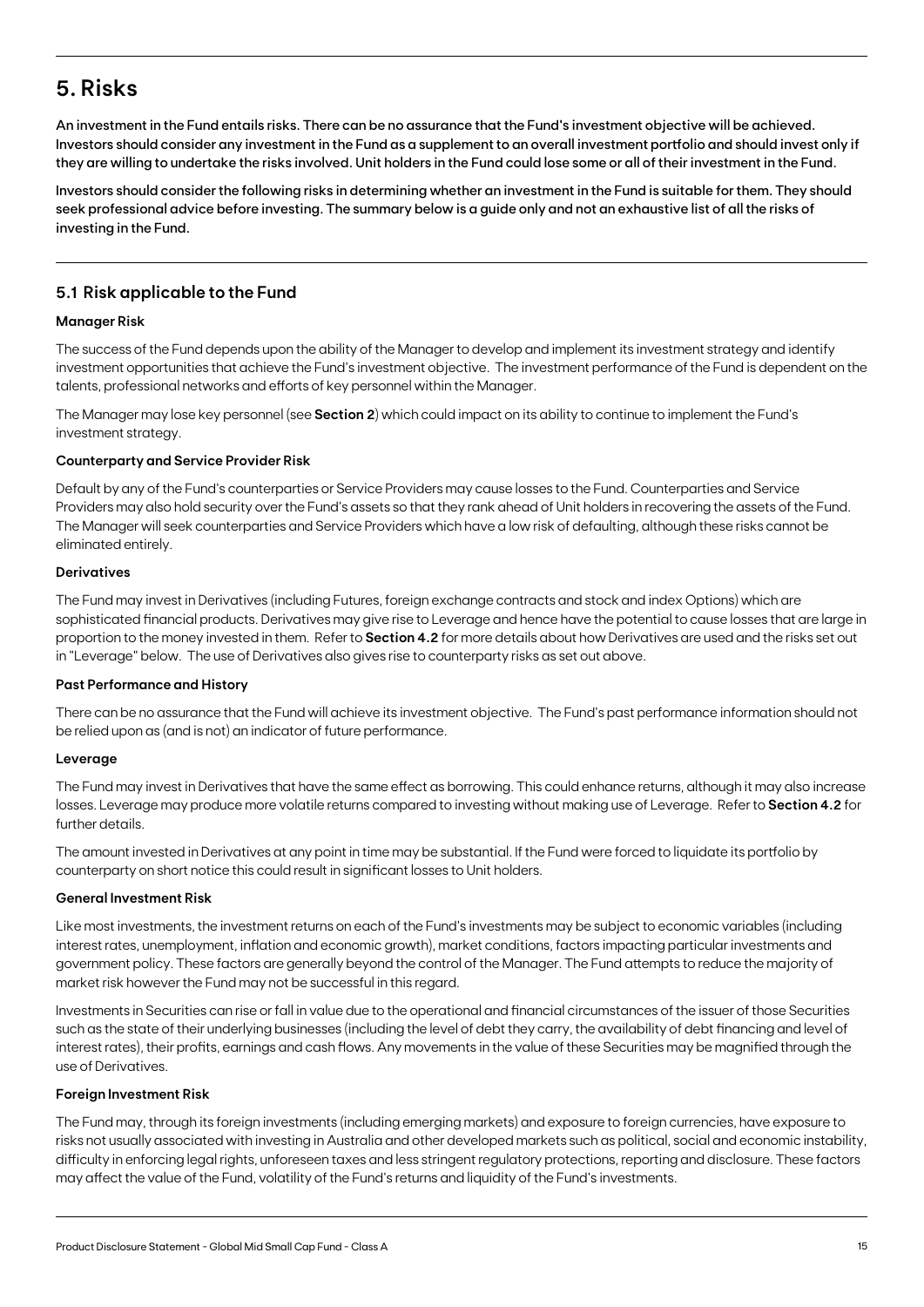# 5. Risks

**An investment in the Fund entails risks. There can be no assurance that the Fund's investment objective will be achieved. Investors should consider any investment in the Fund as a supplement to an overall investment portfolio and should invest only if they are willing to undertake the risks involved. Unit holders in the Fund could lose some or all of their investment in the Fund.**

**Investors should consider the following risks in determining whether an investment in the Fund is suitable for them. They should seek professional advice before investing. The summary below is a guide only and not an exhaustive list of all the risks of investing in the Fund.**

## 5.1 Risk applicable to the Fund

### Manager Risk

The success of the Fund depends upon the ability of the Manager to develop and implement its investment strategy and identify investment opportunities that achieve the Fund's investment objective. The investment performance of the Fund is dependent on the talents, professional networks and efforts of key personnel within the Manager.

The Manager may lose key personnel (see **Section 2**) which could impact on its ability to continue to implement the Fund's investment strategy.

### Counterparty and Service Provider Risk

Default by any of the Fund's counterparties or Service Providers may cause losses to the Fund. Counterparties and Service Providers may also hold security over the Fund's assets so that they rank ahead of Unit holders in recovering the assets of the Fund. The Manager will seek counterparties and Service Providers which have a low risk of defaulting, although these risks cannot be eliminated entirely.

### Derivatives

The Fund may invest in Derivatives (including Futures, foreign exchange contracts and stock and index Options) which are sophisticated financial products. Derivatives may give rise to Leverage and hence have the potential to cause losses that are large in proportion to the money invested in them. Refer to **Section 4.2** for more details about how Derivatives are used and the risks set out in "Leverage" below. The use of Derivatives also gives rise to counterparty risks as set out above.

### Past Performance and History

There can be no assurance that the Fund will achieve its investment objective. The Fund's past performance information should not be relied upon as (and is not) an indicator of future performance.

### Leverage

The Fund may invest in Derivatives that have the same effect as borrowing. This could enhance returns, although it may also increase losses. Leverage may produce more volatile returns compared to investing without making use of Leverage. Refer to **Section 4.2** for further details.

The amount invested in Derivatives at any point in time may be substantial. If the Fund were forced to liquidate its portfolio by counterparty on short notice this could result in significant losses to Unit holders.

### General Investment Risk

Like most investments, the investment returns on each of the Fund's investments may be subject to economic variables (including interest rates, unemployment, inflation and economic growth), market conditions, factors impacting particular investments and government policy. These factors are generally beyond the control of the Manager. The Fund attempts to reduce the majority of market risk however the Fund may not be successful in this regard.

Investments in Securities can rise or fall in value due to the operational and financial circumstances of the issuer of those Securities such as the state of their underlying businesses (including the level of debt they carry, the availability of debt financing and level of interest rates), their profits, earnings and cash flows. Any movements in the value of these Securities may be magnified through the use of Derivatives.

### Foreign Investment Risk

The Fund may, through its foreign investments (including emerging markets) and exposure to foreign currencies, have exposure to risks not usually associated with investing in Australia and other developed markets such as political, social and economic instability, difficulty in enforcing legal rights, unforeseen taxes and less stringent regulatory protections, reporting and disclosure. These factors may affect the value of the Fund, volatility of the Fund's returns and liquidity of the Fund's investments.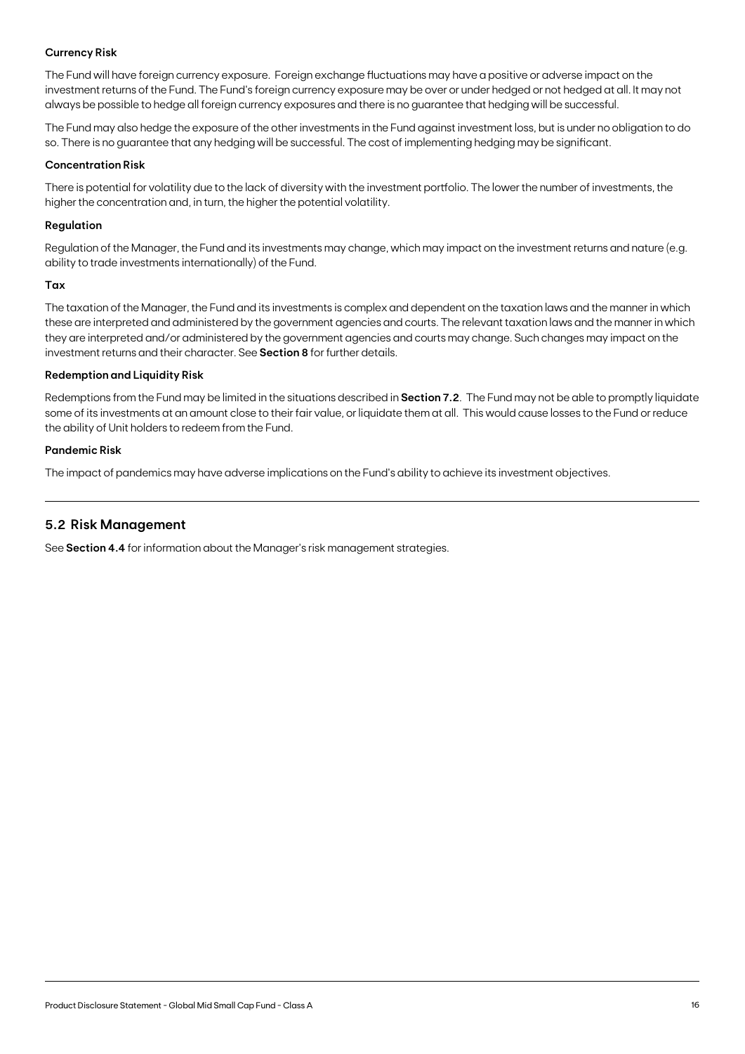**Currency Risk**

The Fund will have foreign currency exposure. Foreign exchange fluctuations may have a positive or adverse impact on the investment returns of the Fund. The Fund's foreign currency exposure may be over or under hedged or not hedged at all. It may not always be possible to hedge all foreign currency exposures and there is no guarantee that hedging will be successful.

The Fund may also hedge the exposure of the other investments in the Fund against investment loss, but is under no obligation to do so. There is no guarantee that any hedging will be successful. The cost of implementing hedging may be significant.

**Concentration Risk**

There is potential for volatility due to the lack of diversity with the investment portfolio. The lower the number of investments, the higher the concentration and, in turn, the higher the potential volatility.

**Regulation**

Regulation of the Manager, the Fund and its investments may change, which may impact on the investment returns and nature (e.g. ability to trade investments internationally) of the Fund.

**Tax**

The taxation of the Manager, the Fund and its investments is complex and dependent on the taxation laws and the manner in which these are interpreted and administered by the government agencies and courts. The relevant taxation laws and the manner in which they are interpreted and/or administered by the government agencies and courts may change. Such changes may impact on the investment returns and their character. See **Section 8** for further details.

**Redemption and Liquidity Risk**

Redemptions from the Fund may be limited in the situations described in **Section 7.2**. The Fund may not be able to promptly liquidate some of its investments at an amount close to their fair value, or liquidate them at all. This would cause losses to the Fund or reduce the ability of Unit holders to redeem from the Fund.

**Pandemic Risk**

The impact of pandemics may have adverse implications on the Fund's ability to achieve its investment objectives.

## 5.2 Risk Management

See **Section 4.4** for information about the Manager's risk management strategies.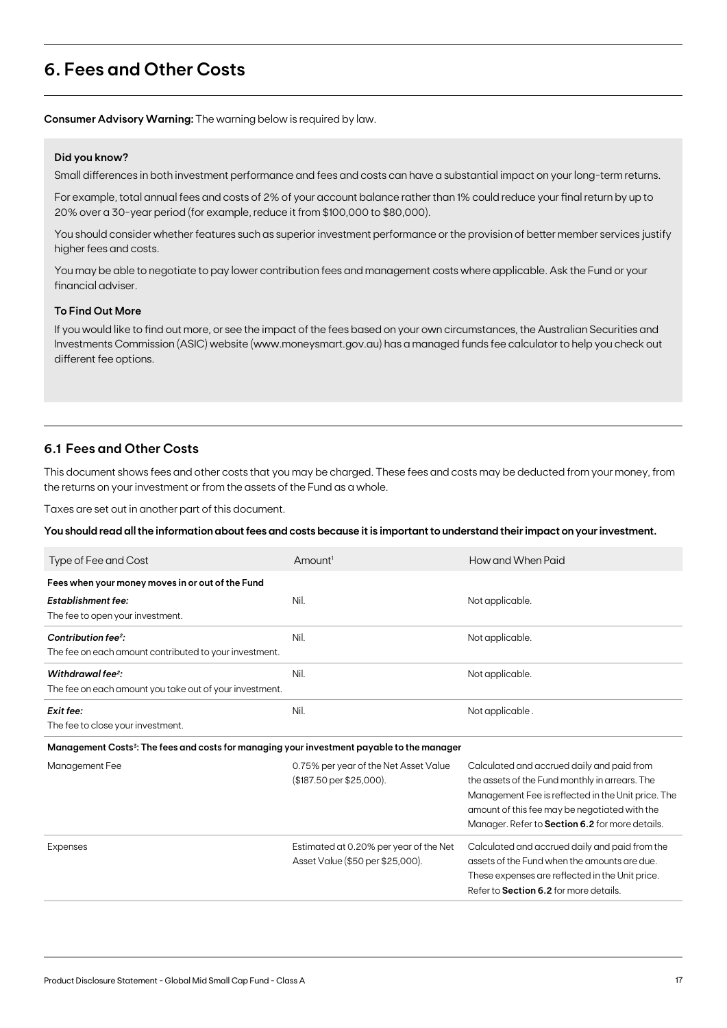## 6. Fees and Other Costs

**Consumer Advisory Warning:** The warning below is required by law.

**Did you know?**

Small differences in both investment performance and fees and costs can have a substantial impact on your long-term returns.

For example, total annual fees and costs of 2% of your account balance rather than 1% could reduce your final return by up to 20% over a 30-year period (for example, reduce it from $100,000 to $80,000).

You should consider whether features such as superior investment performance or the provision of better member services justify higher fees and costs.

You may be able to negotiate to pay lower contribution fees and management costs where applicable. Ask the Fund or your financial adviser.

**To Find Out More**

If you would like to find out more, or see the impact of the fees based on your own circumstances, the Australian Securities and Investments Commission (ASIC) website (www.moneysmart.gov.au) has a managed funds fee calculator to help you check out different fee options.

### 6.1 Fees and Other Costs

This document shows fees and other costs that you may be charged. These fees and costs may be deducted from your money, from the returns on your investment or from the assets of the Fund as a whole.

Taxes are set out in another part of this document.

**You should read all the information about fees and costs because it is important to understand their impact on your investment.**

| Type of Fee and Cost | Amount[1] | How and When Paid |
|---|---|---|
| **Fees when your money moves in or out of the Fund** | | |
| ***Establishment fee:*** The fee to open your investment. | Nil. | Not applicable. |
| ***Contribution fee[2]:*** The fee on each amount contributed to your investment. | Nil. | Not applicable. |
| ***Withdrawal fee[2]:*** The fee on each amount you take out of your investment. | Nil. | Not applicable. |
| ***Exit fee:*** The fee to close your investment. | Nil. | Not applicable . |
| **Management Costs[3]: The fees and costs for managing your investment payable to the manager** | | |
| Management Fee | 0.75% per year of the Net Asset Value ($187.50 per $25,000). | Calculated and accrued daily and paid from the assets of the Fund monthly in arrears. The Management Fee is reflected in the Unit price. The amount of this fee may be negotiated with the Manager. Refer to **Section 6.2** for more details. |
| Expenses | Estimated at 0.20% per year of the Net Asset Value ($50 per $25,000). | Calculated and accrued daily and paid from the assets of the Fund when the amounts are due. These expenses are reflected in the Unit price. Refer to **Section 6.2** for more details. |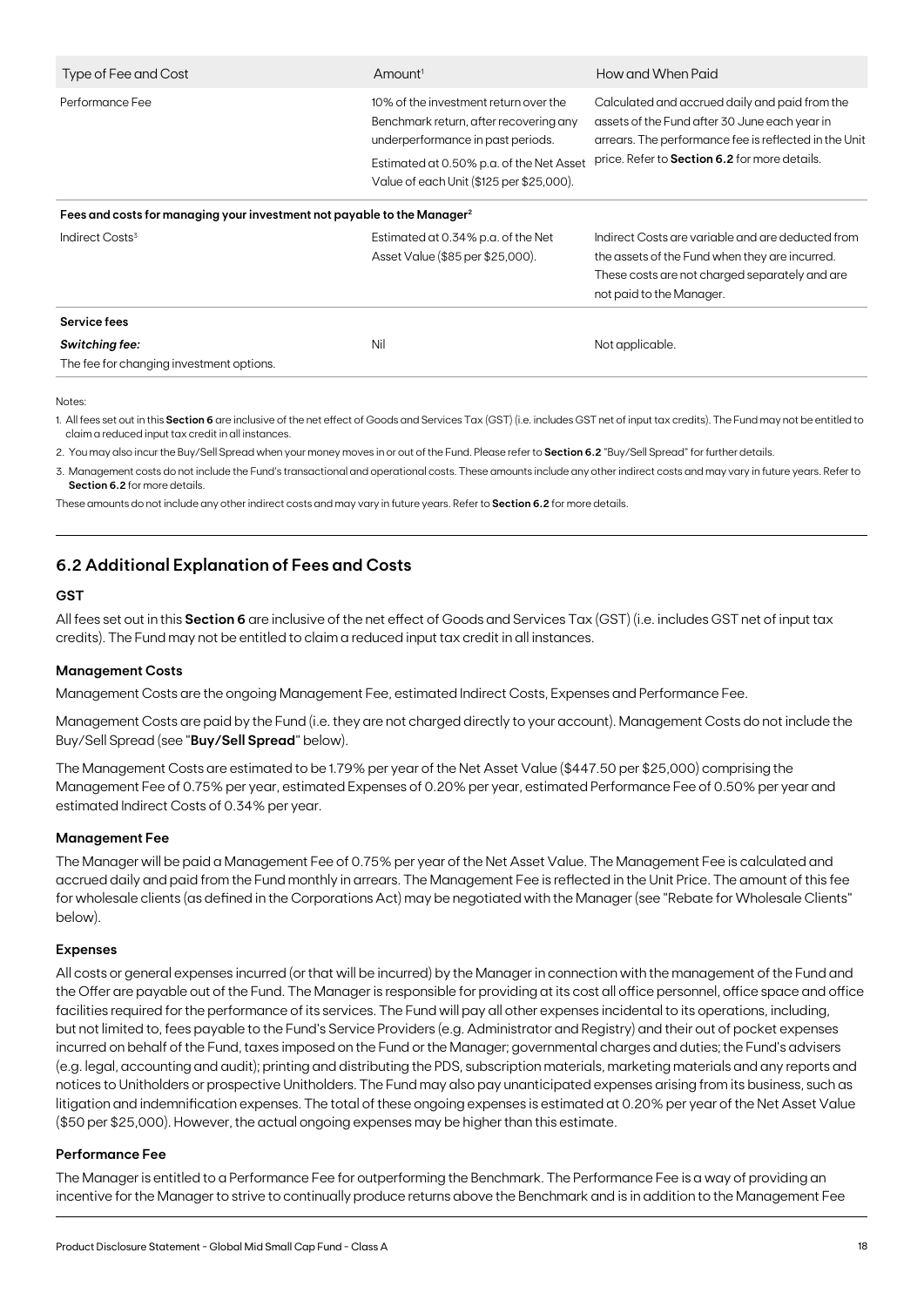| Type of Fee and Cost | Amount[1] | How and When Paid |
|---|---|---|
| Performance Fee | 10% of the investment return over the Benchmark return, after recovering any underperformance in past periods.<br><br>Estimated at 0.50% p.a. of the Net Asset Value of each Unit ($125 per $25,000). | Calculated and accrued daily and paid from the assets of the Fund after 30 June each year in arrears. The performance fee is reflected in the Unit price. Refer to **Section 6.2** for more details. |
| **Fees and costs for managing your investment not payable to the Manager[2]** | | |
| Indirect Costs[3] | Estimated at 0.34% p.a. of the Net Asset Value ($85 per $25,000). | Indirect Costs are variable and are deducted from the assets of the Fund when they are incurred. These costs are not charged separately and are not paid to the Manager. |
| **Service fees** | | |
| ***Switching fee:***<br>The fee for changing investment options. | Nil | Not applicable. |

Notes:

1. All fees set out in this **Section 6** are inclusive of the net effect of Goods and Services Tax (GST) (i.e. includes GST net of input tax credits). The Fund may not be entitled to claim a reduced input tax credit in all instances.
2. You may also incur the Buy/Sell Spread when your money moves in or out of the Fund. Please refer to **Section 6.2** "Buy/Sell Spread" for further details.
3. Management costs do not include the Fund's transactional and operational costs. These amounts include any other indirect costs and may vary in future years. Refer to **Section 6.2** for more details.

These amounts do not include any other indirect costs and may vary in future years. Refer to **Section 6.2** for more details.

## 6.2 Additional Explanation of Fees and Costs

### GST

All fees set out in this **Section 6** are inclusive of the net effect of Goods and Services Tax (GST) (i.e. includes GST net of input tax credits). The Fund may not be entitled to claim a reduced input tax credit in all instances.

### Management Costs

Management Costs are the ongoing Management Fee, estimated Indirect Costs, Expenses and Performance Fee.

Management Costs are paid by the Fund (i.e. they are not charged directly to your account). Management Costs do not include the Buy/Sell Spread (see "**Buy/Sell Spread**" below).

The Management Costs are estimated to be 1.79% per year of the Net Asset Value ($447.50 per $25,000) comprising the Management Fee of 0.75% per year, estimated Expenses of 0.20% per year, estimated Performance Fee of 0.50% per year and estimated Indirect Costs of 0.34% per year.

### Management Fee

The Manager will be paid a Management Fee of 0.75% per year of the Net Asset Value. The Management Fee is calculated and accrued daily and paid from the Fund monthly in arrears. The Management Fee is reflected in the Unit Price. The amount of this fee for wholesale clients (as defined in the Corporations Act) may be negotiated with the Manager (see "Rebate for Wholesale Clients" below).

### Expenses

All costs or general expenses incurred (or that will be incurred) by the Manager in connection with the management of the Fund and the Offer are payable out of the Fund. The Manager is responsible for providing at its cost all office personnel, office space and office facilities required for the performance of its services. The Fund will pay all other expenses incidental to its operations, including, but not limited to, fees payable to the Fund's Service Providers (e.g. Administrator and Registry) and their out of pocket expenses incurred on behalf of the Fund, taxes imposed on the Fund or the Manager; governmental charges and duties; the Fund's advisers (e.g. legal, accounting and audit); printing and distributing the PDS, subscription materials, marketing materials and any reports and notices to Unitholders or prospective Unitholders. The Fund may also pay unanticipated expenses arising from its business, such as litigation and indemnification expenses. The total of these ongoing expenses is estimated at 0.20% per year of the Net Asset Value ($50 per $25,000). However, the actual ongoing expenses may be higher than this estimate.

### Performance Fee

The Manager is entitled to a Performance Fee for outperforming the Benchmark. The Performance Fee is a way of providing an incentive for the Manager to strive to continually produce returns above the Benchmark and is in addition to the Management Fee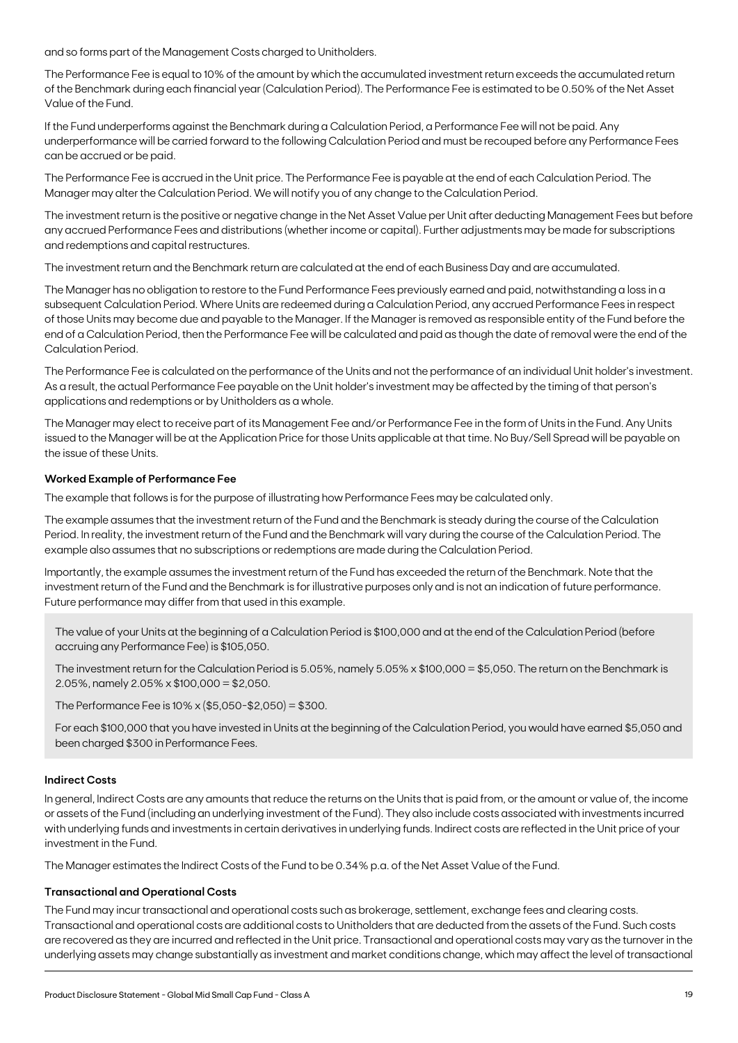and so forms part of the Management Costs charged to Unitholders.

The Performance Fee is equal to 10% of the amount by which the accumulated investment return exceeds the accumulated return of the Benchmark during each financial year (Calculation Period). The Performance Fee is estimated to be 0.50% of the Net Asset Value of the Fund.

If the Fund underperforms against the Benchmark during a Calculation Period, a Performance Fee will not be paid. Any underperformance will be carried forward to the following Calculation Period and must be recouped before any Performance Fees can be accrued or be paid.

The Performance Fee is accrued in the Unit price. The Performance Fee is payable at the end of each Calculation Period. The Manager may alter the Calculation Period. We will notify you of any change to the Calculation Period.

The investment return is the positive or negative change in the Net Asset Value per Unit after deducting Management Fees but before any accrued Performance Fees and distributions (whether income or capital). Further adjustments may be made for subscriptions and redemptions and capital restructures.

The investment return and the Benchmark return are calculated at the end of each Business Day and are accumulated.

The Manager has no obligation to restore to the Fund Performance Fees previously earned and paid, notwithstanding a loss in a subsequent Calculation Period. Where Units are redeemed during a Calculation Period, any accrued Performance Fees in respect of those Units may become due and payable to the Manager. If the Manager is removed as responsible entity of the Fund before the end of a Calculation Period, then the Performance Fee will be calculated and paid as though the date of removal were the end of the Calculation Period.

The Performance Fee is calculated on the performance of the Units and not the performance of an individual Unit holder's investment. As a result, the actual Performance Fee payable on the Unit holder's investment may be affected by the timing of that person's applications and redemptions or by Unitholders as a whole.

The Manager may elect to receive part of its Management Fee and/or Performance Fee in the form of Units in the Fund. Any Units issued to the Manager will be at the Application Price for those Units applicable at that time. No Buy/Sell Spread will be payable on the issue of these Units.

**Worked Example of Performance Fee**

The example that follows is for the purpose of illustrating how Performance Fees may be calculated only.

The example assumes that the investment return of the Fund and the Benchmark is steady during the course of the Calculation Period. In reality, the investment return of the Fund and the Benchmark will vary during the course of the Calculation Period. The example also assumes that no subscriptions or redemptions are made during the Calculation Period.

Importantly, the example assumes the investment return of the Fund has exceeded the return of the Benchmark. Note that the investment return of the Fund and the Benchmark is for illustrative purposes only and is not an indication of future performance. Future performance may differ from that used in this example.

> The value of your Units at the beginning of a Calculation Period is $100,000 and at the end of the Calculation Period (before accruing any Performance Fee) is $105,050.
>
> The investment return for the Calculation Period is 5.05%, namely 5.05% x $100,000 = $5,050. The return on the Benchmark is 2.05%, namely 2.05% x $100,000 = $2,050.
>
> The Performance Fee is 10% x ($5,050-$2,050) = $300.
>
> For each $100,000 that you have invested in Units at the beginning of the Calculation Period, you would have earned $5,050 and been charged $300 in Performance Fees.

**Indirect Costs**

In general, Indirect Costs are any amounts that reduce the returns on the Units that is paid from, or the amount or value of, the income or assets of the Fund (including an underlying investment of the Fund). They also include costs associated with investments incurred with underlying funds and investments in certain derivatives in underlying funds. Indirect costs are reflected in the Unit price of your investment in the Fund.

The Manager estimates the Indirect Costs of the Fund to be 0.34% p.a. of the Net Asset Value of the Fund.

**Transactional and Operational Costs**

The Fund may incur transactional and operational costs such as brokerage, settlement, exchange fees and clearing costs. Transactional and operational costs are additional costs to Unitholders that are deducted from the assets of the Fund. Such costs are recovered as they are incurred and reflected in the Unit price. Transactional and operational costs may vary as the turnover in the underlying assets may change substantially as investment and market conditions change, which may affect the level of transactional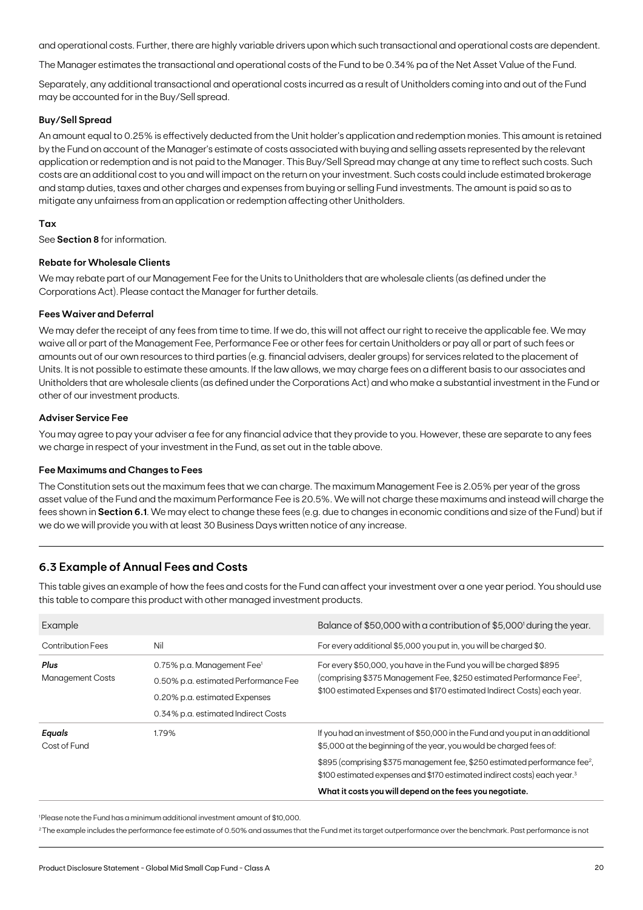and operational costs. Further, there are highly variable drivers upon which such transactional and operational costs are dependent.

The Manager estimates the transactional and operational costs of the Fund to be 0.34% pa of the Net Asset Value of the Fund.

Separately, any additional transactional and operational costs incurred as a result of Unitholders coming into and out of the Fund may be accounted for in the Buy/Sell spread.

#### Buy/Sell Spread

An amount equal to 0.25% is effectively deducted from the Unit holder's application and redemption monies. This amount is retained by the Fund on account of the Manager's estimate of costs associated with buying and selling assets represented by the relevant application or redemption and is not paid to the Manager. This Buy/Sell Spread may change at any time to reflect such costs. Such costs are an additional cost to you and will impact on the return on your investment. Such costs could include estimated brokerage and stamp duties, taxes and other charges and expenses from buying or selling Fund investments. The amount is paid so as to mitigate any unfairness from an application or redemption affecting other Unitholders.

#### Tax

See **Section 8** for information.

#### Rebate for Wholesale Clients

We may rebate part of our Management Fee for the Units to Unitholders that are wholesale clients (as defined under the Corporations Act). Please contact the Manager for further details.

#### Fees Waiver and Deferral

We may defer the receipt of any fees from time to time. If we do, this will not affect our right to receive the applicable fee. We may waive all or part of the Management Fee, Performance Fee or other fees for certain Unitholders or pay all or part of such fees or amounts out of our own resources to third parties (e.g. financial advisers, dealer groups) for services related to the placement of Units. It is not possible to estimate these amounts. If the law allows, we may charge fees on a different basis to our associates and Unitholders that are wholesale clients (as defined under the Corporations Act) and who make a substantial investment in the Fund or other of our investment products.

#### Adviser Service Fee

You may agree to pay your adviser a fee for any financial advice that they provide to you. However, these are separate to any fees we charge in respect of your investment in the Fund, as set out in the table above.

#### Fee Maximums and Changes to Fees

The Constitution sets out the maximum fees that we can charge. The maximum Management Fee is 2.05% per year of the gross asset value of the Fund and the maximum Performance Fee is 20.5%. We will not charge these maximums and instead will charge the fees shown in **Section 6.1**. We may elect to change these fees (e.g. due to changes in economic conditions and size of the Fund) but if we do we will provide you with at least 30 Business Days written notice of any increase.

## 6.3 Example of Annual Fees and Costs

This table gives an example of how the fees and costs for the Fund can affect your investment over a one year period. You should use this table to compare this product with other managed investment products.

| Example | | Balance of $50,000 with a contribution of $5,000[1] during the year. |
|---|---|---|
| Contribution Fees | Nil | For every additional $5,000 you put in, you will be charged $0. |
| ***Plus*** Management Costs | 0.75% p.a. Management Fee[1]<br>0.50% p.a. estimated Performance Fee<br>0.20% p.a. estimated Expenses<br>0.34% p.a. estimated Indirect Costs | For every $50,000, you have in the Fund you will be charged $895 (comprising $375 Management Fee, $250 estimated Performance Fee[2], $100 estimated Expenses and $170 estimated Indirect Costs) each year. |
| ***Equals*** Cost of Fund | 1.79% | If you had an investment of $50,000 in the Fund and you put in an additional $5,000 at the beginning of the year, you would be charged fees of:<br>$895 (comprising $375 management fee, $250 estimated performance fee[2], $100 estimated expenses and $170 estimated indirect costs) each year.[3]<br>**What it costs you will depend on the fees you negotiate.** |

[1] Please note the Fund has a minimum additional investment amount of $10,000.

[2] The example includes the performance fee estimate of 0.50% and assumes that the Fund met its target outperformance over the benchmark. Past performance is not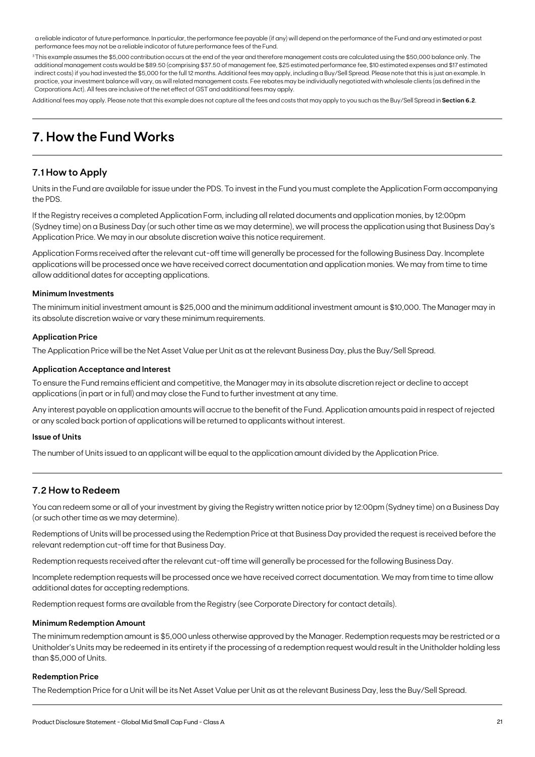a reliable indicator of future performance. In particular, the performance fee payable (if any) will depend on the performance of the Fund and any estimated or past performance fees may not be a reliable indicator of future performance fees of the Fund.

[3] This example assumes the $5,000 contribution occurs at the end of the year and therefore management costs are calculated using the $50,000 balance only. The additional management costs would be $89.50 (comprising $37.50 of management fee, $25 estimated performance fee, $10 estimated expenses and $17 estimated indirect costs) if you had invested the $5,000 for the full 12 months. Additional fees may apply, including a Buy/Sell Spread. Please note that this is just an example. In practice, your investment balance will vary, as will related management costs. Fee rebates may be individually negotiated with wholesale clients (as defined in the Corporations Act). All fees are inclusive of the net effect of GST and additional fees may apply.

Additional fees may apply. Please note that this example does not capture all the fees and costs that may apply to you such as the Buy/Sell Spread in **Section 6.2**.

# 7. How the Fund Works

## 7.1 How to Apply

Units in the Fund are available for issue under the PDS. To invest in the Fund you must complete the Application Form accompanying the PDS.

If the Registry receives a completed Application Form, including all related documents and application monies, by 12:00pm (Sydney time) on a Business Day (or such other time as we may determine), we will process the application using that Business Day's Application Price. We may in our absolute discretion waive this notice requirement.

Application Forms received after the relevant cut-off time will generally be processed for the following Business Day. Incomplete applications will be processed once we have received correct documentation and application monies. We may from time to time allow additional dates for accepting applications.

### Minimum Investments

The minimum initial investment amount is $25,000 and the minimum additional investment amount is $10,000. The Manager may in its absolute discretion waive or vary these minimum requirements.

### Application Price

The Application Price will be the Net Asset Value per Unit as at the relevant Business Day, plus the Buy/Sell Spread.

### Application Acceptance and Interest

To ensure the Fund remains efficient and competitive, the Manager may in its absolute discretion reject or decline to accept applications (in part or in full) and may close the Fund to further investment at any time.

Any interest payable on application amounts will accrue to the benefit of the Fund. Application amounts paid in respect of rejected or any scaled back portion of applications will be returned to applicants without interest.

### Issue of Units

The number of Units issued to an applicant will be equal to the application amount divided by the Application Price.

## 7.2 How to Redeem

You can redeem some or all of your investment by giving the Registry written notice prior by 12:00pm (Sydney time) on a Business Day (or such other time as we may determine).

Redemptions of Units will be processed using the Redemption Price at that Business Day provided the request is received before the relevant redemption cut-off time for that Business Day.

Redemption requests received after the relevant cut-off time will generally be processed for the following Business Day.

Incomplete redemption requests will be processed once we have received correct documentation. We may from time to time allow additional dates for accepting redemptions.

Redemption request forms are available from the Registry (see Corporate Directory for contact details).

### Minimum Redemption Amount

The minimum redemption amount is $5,000 unless otherwise approved by the Manager. Redemption requests may be restricted or a Unitholder's Units may be redeemed in its entirety if the processing of a redemption request would result in the Unitholder holding less than $5,000 of Units.

### Redemption Price

The Redemption Price for a Unit will be its Net Asset Value per Unit as at the relevant Business Day, less the Buy/Sell Spread.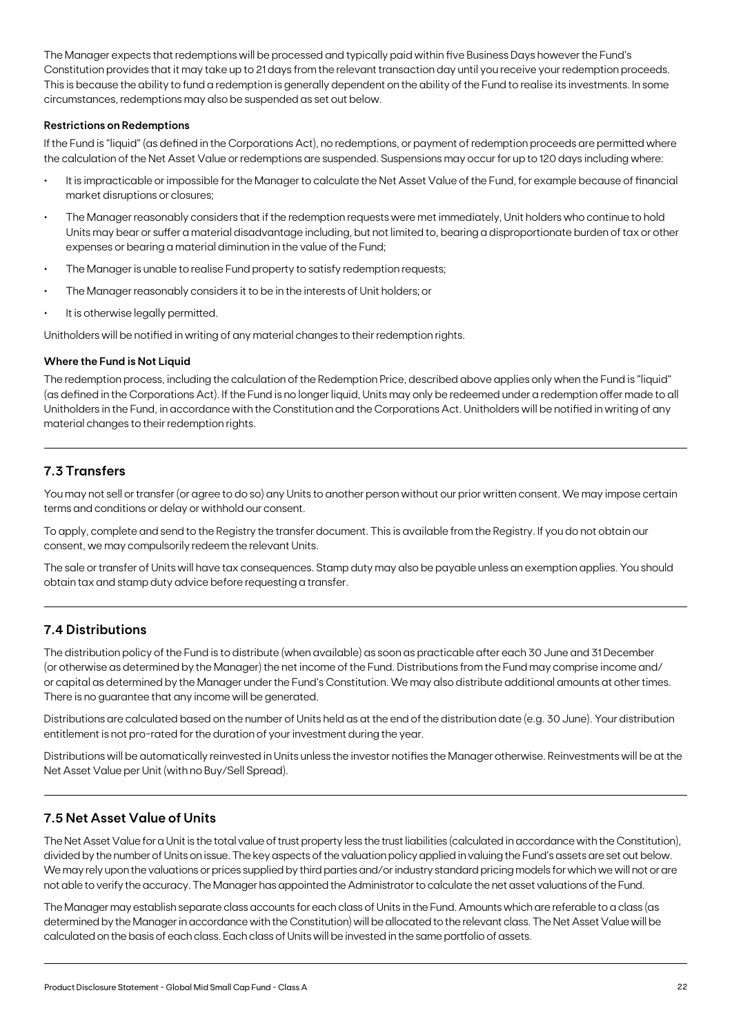The Manager expects that redemptions will be processed and typically paid within five Business Days however the Fund's Constitution provides that it may take up to 21 days from the relevant transaction day until you receive your redemption proceeds. This is because the ability to fund a redemption is generally dependent on the ability of the Fund to realise its investments. In some circumstances, redemptions may also be suspended as set out below.

**Restrictions on Redemptions**

If the Fund is "liquid" (as defined in the Corporations Act), no redemptions, or payment of redemption proceeds are permitted where the calculation of the Net Asset Value or redemptions are suspended. Suspensions may occur for up to 120 days including where:

- It is impracticable or impossible for the Manager to calculate the Net Asset Value of the Fund, for example because of financial market disruptions or closures;
- The Manager reasonably considers that if the redemption requests were met immediately, Unit holders who continue to hold Units may bear or suffer a material disadvantage including, but not limited to, bearing a disproportionate burden of tax or other expenses or bearing a material diminution in the value of the Fund;
- The Manager is unable to realise Fund property to satisfy redemption requests;
- The Manager reasonably considers it to be in the interests of Unit holders; or
- It is otherwise legally permitted.

Unitholders will be notified in writing of any material changes to their redemption rights.

**Where the Fund is Not Liquid**

The redemption process, including the calculation of the Redemption Price, described above applies only when the Fund is "liquid" (as defined in the Corporations Act). If the Fund is no longer liquid, Units may only be redeemed under a redemption offer made to all Unitholders in the Fund, in accordance with the Constitution and the Corporations Act. Unitholders will be notified in writing of any material changes to their redemption rights.

## 7.3 Transfers

You may not sell or transfer (or agree to do so) any Units to another person without our prior written consent. We may impose certain terms and conditions or delay or withhold our consent.

To apply, complete and send to the Registry the transfer document. This is available from the Registry. If you do not obtain our consent, we may compulsorily redeem the relevant Units.

The sale or transfer of Units will have tax consequences. Stamp duty may also be payable unless an exemption applies. You should obtain tax and stamp duty advice before requesting a transfer.

## 7.4 Distributions

The distribution policy of the Fund is to distribute (when available) as soon as practicable after each 30 June and 31 December (or otherwise as determined by the Manager) the net income of the Fund. Distributions from the Fund may comprise income and/or capital as determined by the Manager under the Fund's Constitution. We may also distribute additional amounts at other times. There is no guarantee that any income will be generated.

Distributions are calculated based on the number of Units held as at the end of the distribution date (e.g. 30 June). Your distribution entitlement is not pro-rated for the duration of your investment during the year.

Distributions will be automatically reinvested in Units unless the investor notifies the Manager otherwise. Reinvestments will be at the Net Asset Value per Unit (with no Buy/Sell Spread).

## 7.5 Net Asset Value of Units

The Net Asset Value for a Unit is the total value of trust property less the trust liabilities (calculated in accordance with the Constitution), divided by the number of Units on issue. The key aspects of the valuation policy applied in valuing the Fund's assets are set out below. We may rely upon the valuations or prices supplied by third parties and/or industry standard pricing models for which we will not or are not able to verify the accuracy. The Manager has appointed the Administrator to calculate the net asset valuations of the Fund.

The Manager may establish separate class accounts for each class of Units in the Fund. Amounts which are referable to a class (as determined by the Manager in accordance with the Constitution) will be allocated to the relevant class. The Net Asset Value will be calculated on the basis of each class. Each class of Units will be invested in the same portfolio of assets.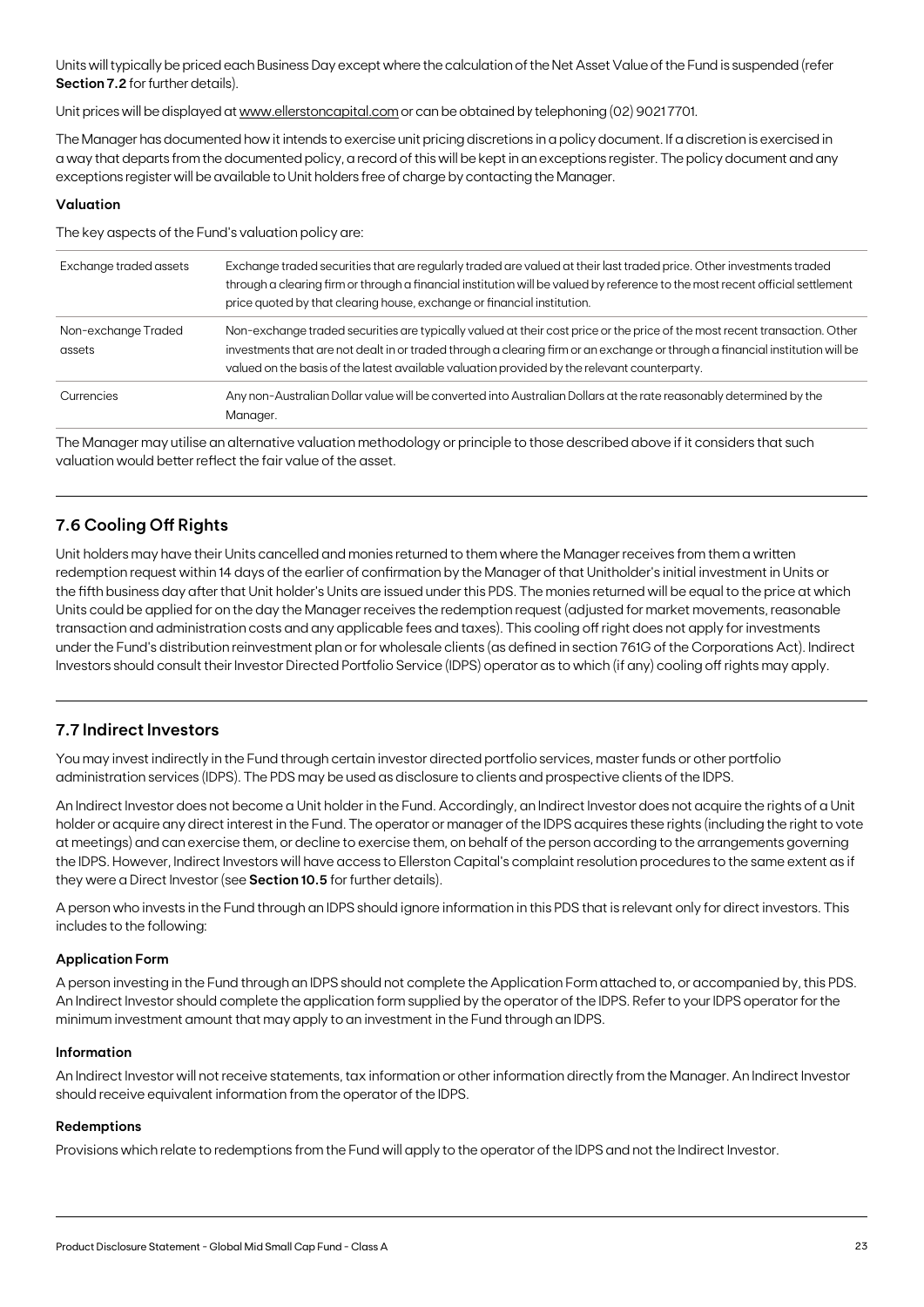Units will typically be priced each Business Day except where the calculation of the Net Asset Value of the Fund is suspended (refer **Section 7.2** for further details).

Unit prices will be displayed at www.ellerstoncapital.com or can be obtained by telephoning (02) 9021 7701.

The Manager has documented how it intends to exercise unit pricing discretions in a policy document. If a discretion is exercised in a way that departs from the documented policy, a record of this will be kept in an exceptions register. The policy document and any exceptions register will be available to Unit holders free of charge by contacting the Manager.

#### Valuation

The key aspects of the Fund's valuation policy are:

| | |
|---|---|
| Exchange traded assets | Exchange traded securities that are regularly traded are valued at their last traded price. Other investments traded through a clearing firm or through a financial institution will be valued by reference to the most recent official settlement price quoted by that clearing house, exchange or financial institution. |
| Non-exchange Traded assets | Non-exchange traded securities are typically valued at their cost price or the price of the most recent transaction. Other investments that are not dealt in or traded through a clearing firm or an exchange or through a financial institution will be valued on the basis of the latest available valuation provided by the relevant counterparty. |
| Currencies | Any non-Australian Dollar value will be converted into Australian Dollars at the rate reasonably determined by the Manager. |

The Manager may utilise an alternative valuation methodology or principle to those described above if it considers that such valuation would better reflect the fair value of the asset.

## 7.6 Cooling Off Rights

Unit holders may have their Units cancelled and monies returned to them where the Manager receives from them a written redemption request within 14 days of the earlier of confirmation by the Manager of that Unitholder's initial investment in Units or the fifth business day after that Unit holder's Units are issued under this PDS. The monies returned will be equal to the price at which Units could be applied for on the day the Manager receives the redemption request (adjusted for market movements, reasonable transaction and administration costs and any applicable fees and taxes). This cooling off right does not apply for investments under the Fund's distribution reinvestment plan or for wholesale clients (as defined in section 761G of the Corporations Act). Indirect Investors should consult their Investor Directed Portfolio Service (IDPS) operator as to which (if any) cooling off rights may apply.

## 7.7 Indirect Investors

You may invest indirectly in the Fund through certain investor directed portfolio services, master funds or other portfolio administration services (IDPS). The PDS may be used as disclosure to clients and prospective clients of the IDPS.

An Indirect Investor does not become a Unit holder in the Fund. Accordingly, an Indirect Investor does not acquire the rights of a Unit holder or acquire any direct interest in the Fund. The operator or manager of the IDPS acquires these rights (including the right to vote at meetings) and can exercise them, or decline to exercise them, on behalf of the person according to the arrangements governing the IDPS. However, Indirect Investors will have access to Ellerston Capital's complaint resolution procedures to the same extent as if they were a Direct Investor (see **Section 10.5** for further details).

A person who invests in the Fund through an IDPS should ignore information in this PDS that is relevant only for direct investors. This includes to the following:

#### Application Form

A person investing in the Fund through an IDPS should not complete the Application Form attached to, or accompanied by, this PDS. An Indirect Investor should complete the application form supplied by the operator of the IDPS. Refer to your IDPS operator for the minimum investment amount that may apply to an investment in the Fund through an IDPS.

#### Information

An Indirect Investor will not receive statements, tax information or other information directly from the Manager. An Indirect Investor should receive equivalent information from the operator of the IDPS.

#### Redemptions

Provisions which relate to redemptions from the Fund will apply to the operator of the IDPS and not the Indirect Investor.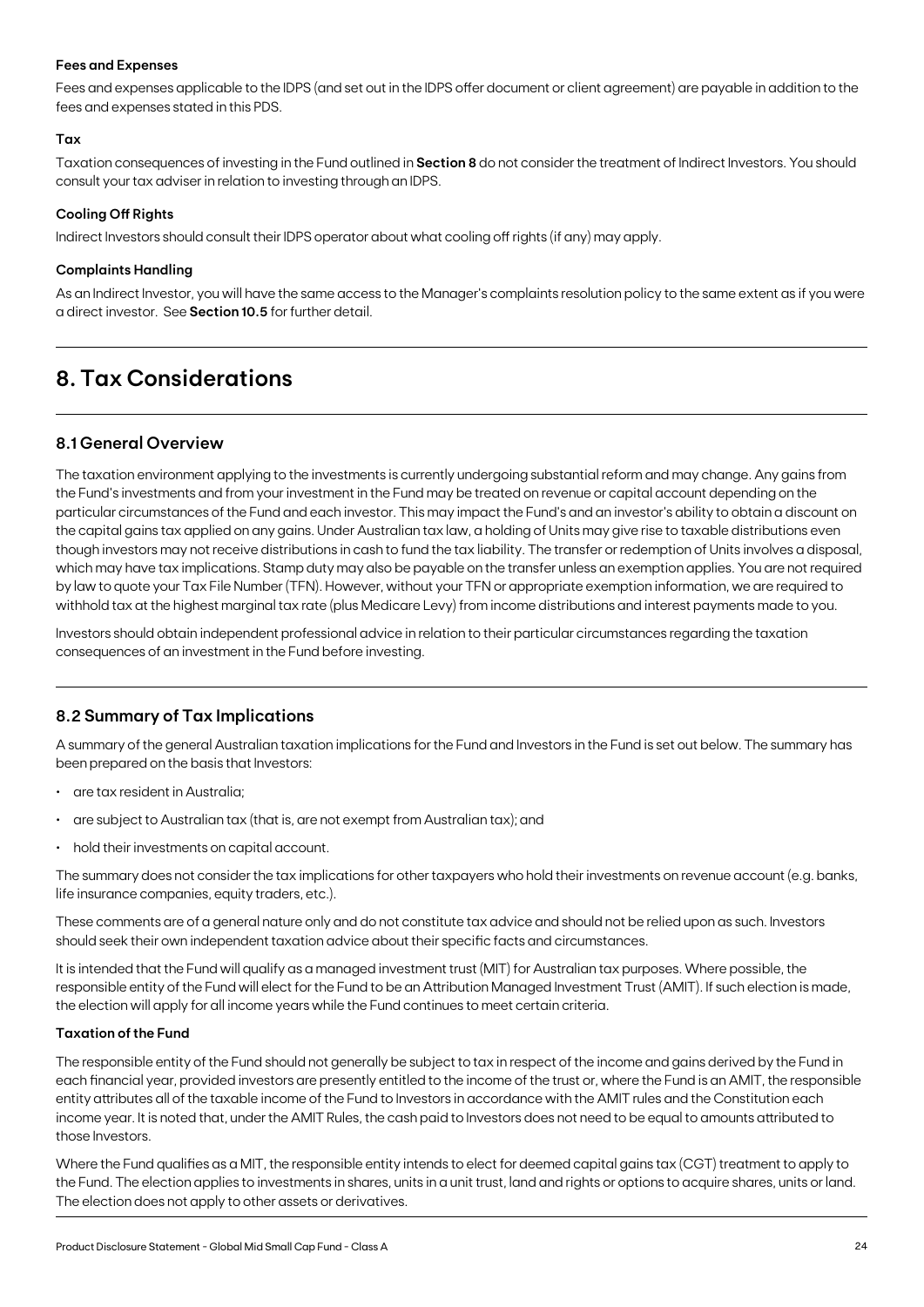#### Fees and Expenses

Fees and expenses applicable to the IDPS (and set out in the IDPS offer document or client agreement) are payable in addition to the fees and expenses stated in this PDS.

#### Tax

Taxation consequences of investing in the Fund outlined in **Section 8** do not consider the treatment of Indirect Investors. You should consult your tax adviser in relation to investing through an IDPS.

#### Cooling Off Rights

Indirect Investors should consult their IDPS operator about what cooling off rights (if any) may apply.

#### Complaints Handling

As an Indirect Investor, you will have the same access to the Manager's complaints resolution policy to the same extent as if you were a direct investor. See **Section 10.5** for further detail.

# 8. Tax Considerations

## 8.1 General Overview

The taxation environment applying to the investments is currently undergoing substantial reform and may change. Any gains from the Fund's investments and from your investment in the Fund may be treated on revenue or capital account depending on the particular circumstances of the Fund and each investor. This may impact the Fund's and an investor's ability to obtain a discount on the capital gains tax applied on any gains. Under Australian tax law, a holding of Units may give rise to taxable distributions even though investors may not receive distributions in cash to fund the tax liability. The transfer or redemption of Units involves a disposal, which may have tax implications. Stamp duty may also be payable on the transfer unless an exemption applies. You are not required by law to quote your Tax File Number (TFN). However, without your TFN or appropriate exemption information, we are required to withhold tax at the highest marginal tax rate (plus Medicare Levy) from income distributions and interest payments made to you.

Investors should obtain independent professional advice in relation to their particular circumstances regarding the taxation consequences of an investment in the Fund before investing.

## 8.2 Summary of Tax Implications

A summary of the general Australian taxation implications for the Fund and Investors in the Fund is set out below. The summary has been prepared on the basis that Investors:

- are tax resident in Australia;
- are subject to Australian tax (that is, are not exempt from Australian tax); and
- hold their investments on capital account.

The summary does not consider the tax implications for other taxpayers who hold their investments on revenue account (e.g. banks, life insurance companies, equity traders, etc.).

These comments are of a general nature only and do not constitute tax advice and should not be relied upon as such. Investors should seek their own independent taxation advice about their specific facts and circumstances.

It is intended that the Fund will qualify as a managed investment trust (MIT) for Australian tax purposes. Where possible, the responsible entity of the Fund will elect for the Fund to be an Attribution Managed Investment Trust (AMIT). If such election is made, the election will apply for all income years while the Fund continues to meet certain criteria.

#### Taxation of the Fund

The responsible entity of the Fund should not generally be subject to tax in respect of the income and gains derived by the Fund in each financial year, provided investors are presently entitled to the income of the trust or, where the Fund is an AMIT, the responsible entity attributes all of the taxable income of the Fund to Investors in accordance with the AMIT rules and the Constitution each income year. It is noted that, under the AMIT Rules, the cash paid to Investors does not need to be equal to amounts attributed to those Investors.

Where the Fund qualifies as a MIT, the responsible entity intends to elect for deemed capital gains tax (CGT) treatment to apply to the Fund. The election applies to investments in shares, units in a unit trust, land and rights or options to acquire shares, units or land. The election does not apply to other assets or derivatives.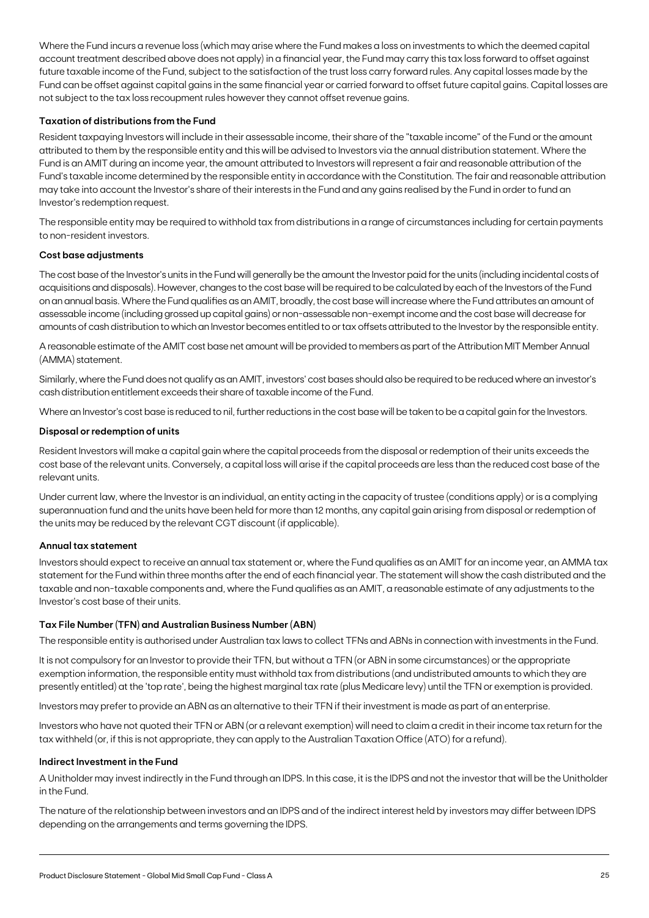Where the Fund incurs a revenue loss (which may arise where the Fund makes a loss on investments to which the deemed capital account treatment described above does not apply) in a financial year, the Fund may carry this tax loss forward to offset against future taxable income of the Fund, subject to the satisfaction of the trust loss carry forward rules. Any capital losses made by the Fund can be offset against capital gains in the same financial year or carried forward to offset future capital gains. Capital losses are not subject to the tax loss recoupment rules however they cannot offset revenue gains.

**Taxation of distributions from the Fund**

Resident taxpaying Investors will include in their assessable income, their share of the "taxable income" of the Fund or the amount attributed to them by the responsible entity and this will be advised to Investors via the annual distribution statement. Where the Fund is an AMIT during an income year, the amount attributed to Investors will represent a fair and reasonable attribution of the Fund's taxable income determined by the responsible entity in accordance with the Constitution. The fair and reasonable attribution may take into account the Investor's share of their interests in the Fund and any gains realised by the Fund in order to fund an Investor's redemption request.

The responsible entity may be required to withhold tax from distributions in a range of circumstances including for certain payments to non-resident investors.

**Cost base adjustments**

The cost base of the Investor's units in the Fund will generally be the amount the Investor paid for the units (including incidental costs of acquisitions and disposals). However, changes to the cost base will be required to be calculated by each of the Investors of the Fund on an annual basis. Where the Fund qualifies as an AMIT, broadly, the cost base will increase where the Fund attributes an amount of assessable income (including grossed up capital gains) or non-assessable non-exempt income and the cost base will decrease for amounts of cash distribution to which an Investor becomes entitled to or tax offsets attributed to the Investor by the responsible entity.

A reasonable estimate of the AMIT cost base net amount will be provided to members as part of the Attribution MIT Member Annual (AMMA) statement.

Similarly, where the Fund does not qualify as an AMIT, investors' cost bases should also be required to be reduced where an investor's cash distribution entitlement exceeds their share of taxable income of the Fund.

Where an Investor's cost base is reduced to nil, further reductions in the cost base will be taken to be a capital gain for the Investors.

**Disposal or redemption of units**

Resident Investors will make a capital gain where the capital proceeds from the disposal or redemption of their units exceeds the cost base of the relevant units. Conversely, a capital loss will arise if the capital proceeds are less than the reduced cost base of the relevant units.

Under current law, where the Investor is an individual, an entity acting in the capacity of trustee (conditions apply) or is a complying superannuation fund and the units have been held for more than 12 months, any capital gain arising from disposal or redemption of the units may be reduced by the relevant CGT discount (if applicable).

**Annual tax statement**

Investors should expect to receive an annual tax statement or, where the Fund qualifies as an AMIT for an income year, an AMMA tax statement for the Fund within three months after the end of each financial year. The statement will show the cash distributed and the taxable and non-taxable components and, where the Fund qualifies as an AMIT, a reasonable estimate of any adjustments to the Investor's cost base of their units.

**Tax File Number (TFN) and Australian Business Number (ABN)**

The responsible entity is authorised under Australian tax laws to collect TFNs and ABNs in connection with investments in the Fund.

It is not compulsory for an Investor to provide their TFN, but without a TFN (or ABN in some circumstances) or the appropriate exemption information, the responsible entity must withhold tax from distributions (and undistributed amounts to which they are presently entitled) at the 'top rate', being the highest marginal tax rate (plus Medicare levy) until the TFN or exemption is provided.

Investors may prefer to provide an ABN as an alternative to their TFN if their investment is made as part of an enterprise.

Investors who have not quoted their TFN or ABN (or a relevant exemption) will need to claim a credit in their income tax return for the tax withheld (or, if this is not appropriate, they can apply to the Australian Taxation Office (ATO) for a refund).

**Indirect Investment in the Fund**

A Unitholder may invest indirectly in the Fund through an IDPS. In this case, it is the IDPS and not the investor that will be the Unitholder in the Fund.

The nature of the relationship between investors and an IDPS and of the indirect interest held by investors may differ between IDPS depending on the arrangements and terms governing the IDPS.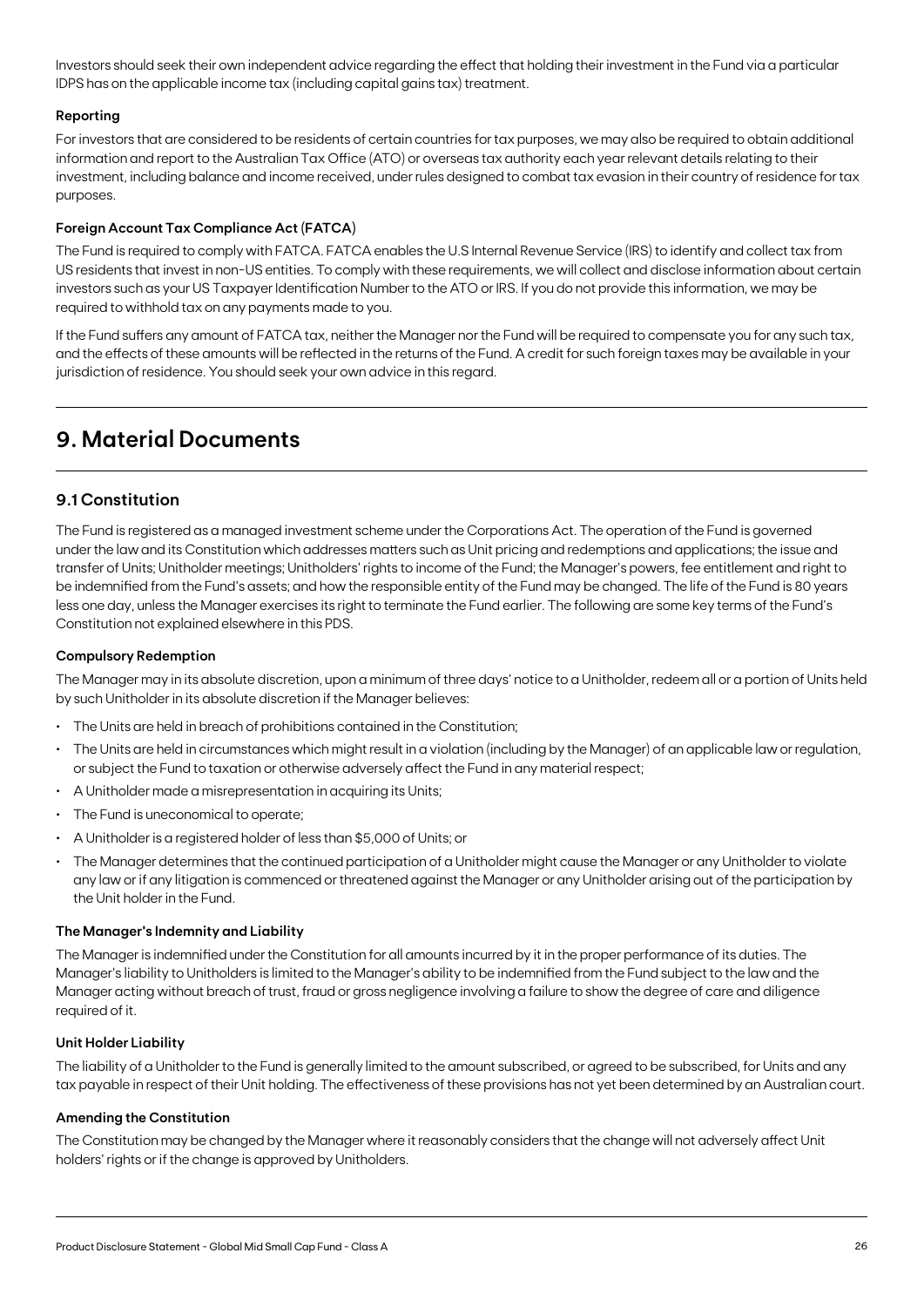Investors should seek their own independent advice regarding the effect that holding their investment in the Fund via a particular IDPS has on the applicable income tax (including capital gains tax) treatment.

**Reporting**

For investors that are considered to be residents of certain countries for tax purposes, we may also be required to obtain additional information and report to the Australian Tax Office (ATO) or overseas tax authority each year relevant details relating to their investment, including balance and income received, under rules designed to combat tax evasion in their country of residence for tax purposes.

**Foreign Account Tax Compliance Act (FATCA)**

The Fund is required to comply with FATCA. FATCA enables the U.S Internal Revenue Service (IRS) to identify and collect tax from US residents that invest in non-US entities. To comply with these requirements, we will collect and disclose information about certain investors such as your US Taxpayer Identification Number to the ATO or IRS. If you do not provide this information, we may be required to withhold tax on any payments made to you.

If the Fund suffers any amount of FATCA tax, neither the Manager nor the Fund will be required to compensate you for any such tax, and the effects of these amounts will be reflected in the returns of the Fund. A credit for such foreign taxes may be available in your jurisdiction of residence. You should seek your own advice in this regard.

# 9. Material Documents

## 9.1 Constitution

The Fund is registered as a managed investment scheme under the Corporations Act. The operation of the Fund is governed under the law and its Constitution which addresses matters such as Unit pricing and redemptions and applications; the issue and transfer of Units; Unitholder meetings; Unitholders' rights to income of the Fund; the Manager's powers, fee entitlement and right to be indemnified from the Fund's assets; and how the responsible entity of the Fund may be changed. The life of the Fund is 80 years less one day, unless the Manager exercises its right to terminate the Fund earlier. The following are some key terms of the Fund's Constitution not explained elsewhere in this PDS.

**Compulsory Redemption**

The Manager may in its absolute discretion, upon a minimum of three days' notice to a Unitholder, redeem all or a portion of Units held by such Unitholder in its absolute discretion if the Manager believes:

- The Units are held in breach of prohibitions contained in the Constitution;
- The Units are held in circumstances which might result in a violation (including by the Manager) of an applicable law or regulation, or subject the Fund to taxation or otherwise adversely affect the Fund in any material respect;
- A Unitholder made a misrepresentation in acquiring its Units;
- The Fund is uneconomical to operate;
- A Unitholder is a registered holder of less than $5,000 of Units; or
- The Manager determines that the continued participation of a Unitholder might cause the Manager or any Unitholder to violate any law or if any litigation is commenced or threatened against the Manager or any Unitholder arising out of the participation by the Unit holder in the Fund.

**The Manager's Indemnity and Liability**

The Manager is indemnified under the Constitution for all amounts incurred by it in the proper performance of its duties. The Manager's liability to Unitholders is limited to the Manager's ability to be indemnified from the Fund subject to the law and the Manager acting without breach of trust, fraud or gross negligence involving a failure to show the degree of care and diligence required of it.

**Unit Holder Liability**

The liability of a Unitholder to the Fund is generally limited to the amount subscribed, or agreed to be subscribed, for Units and any tax payable in respect of their Unit holding. The effectiveness of these provisions has not yet been determined by an Australian court.

**Amending the Constitution**

The Constitution may be changed by the Manager where it reasonably considers that the change will not adversely affect Unit holders' rights or if the change is approved by Unitholders.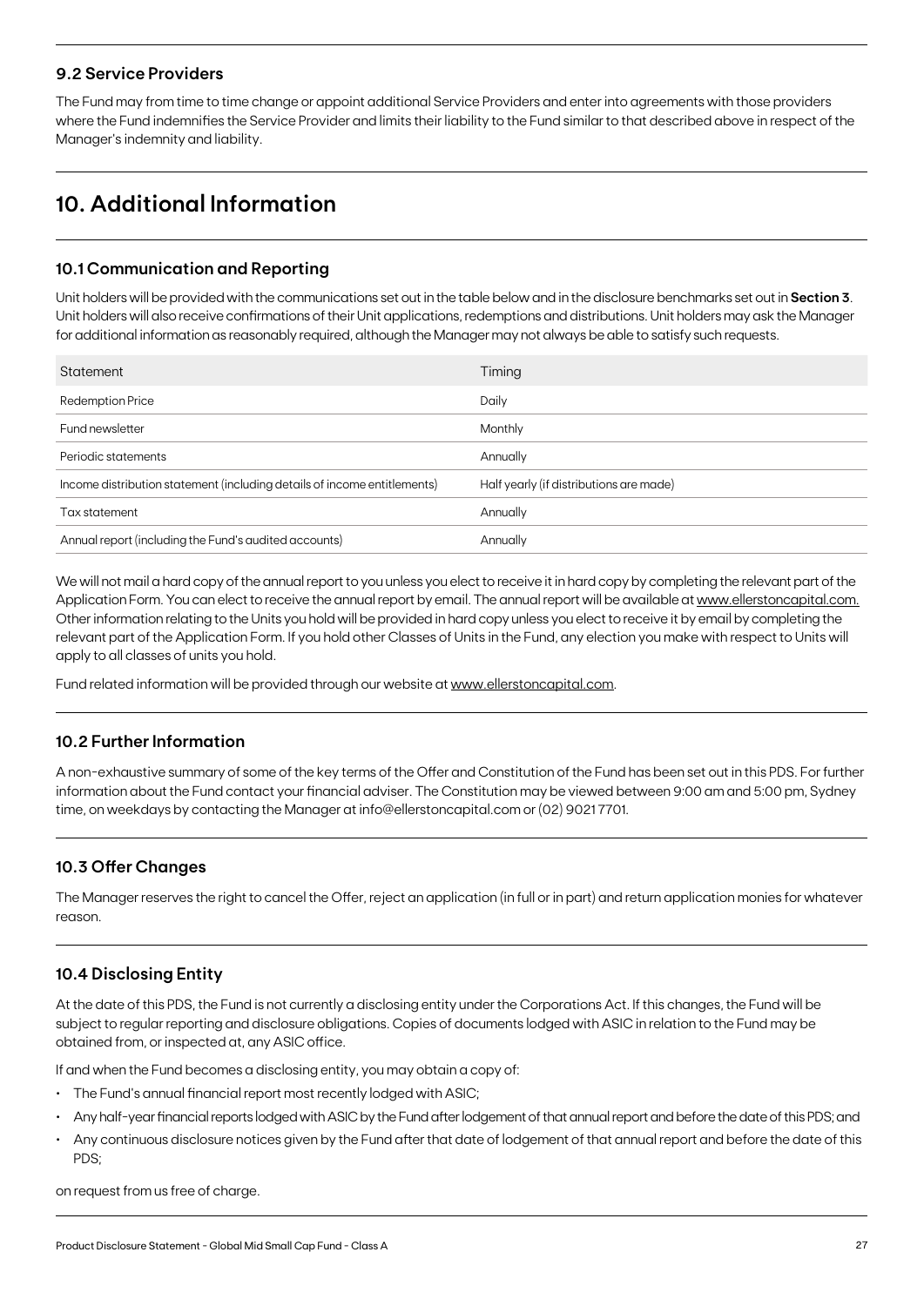### 9.2 Service Providers

The Fund may from time to time change or appoint additional Service Providers and enter into agreements with those providers where the Fund indemnifies the Service Provider and limits their liability to the Fund similar to that described above in respect of the Manager's indemnity and liability.

## 10. Additional Information

### 10.1 Communication and Reporting

Unit holders will be provided with the communications set out in the table below and in the disclosure benchmarks set out in **Section 3**. Unit holders will also receive confirmations of their Unit applications, redemptions and distributions. Unit holders may ask the Manager for additional information as reasonably required, although the Manager may not always be able to satisfy such requests.

| Statement | Timing |
|---|---|
| Redemption Price | Daily |
| Fund newsletter | Monthly |
| Periodic statements | Annually |
| Income distribution statement (including details of income entitlements) | Half yearly (if distributions are made) |
| Tax statement | Annually |
| Annual report (including the Fund's audited accounts) | Annually |

We will not mail a hard copy of the annual report to you unless you elect to receive it in hard copy by completing the relevant part of the Application Form. You can elect to receive the annual report by email. The annual report will be available at www.ellerstoncapital.com. Other information relating to the Units you hold will be provided in hard copy unless you elect to receive it by email by completing the relevant part of the Application Form. If you hold other Classes of Units in the Fund, any election you make with respect to Units will apply to all classes of units you hold.

Fund related information will be provided through our website at www.ellerstoncapital.com.

### 10.2 Further Information

A non-exhaustive summary of some of the key terms of the Offer and Constitution of the Fund has been set out in this PDS. For further information about the Fund contact your financial adviser. The Constitution may be viewed between 9:00 am and 5:00 pm, Sydney time, on weekdays by contacting the Manager at info@ellerstoncapital.com or (02) 9021 7701.

### 10.3 Offer Changes

The Manager reserves the right to cancel the Offer, reject an application (in full or in part) and return application monies for whatever reason.

### 10.4 Disclosing Entity

At the date of this PDS, the Fund is not currently a disclosing entity under the Corporations Act. If this changes, the Fund will be subject to regular reporting and disclosure obligations. Copies of documents lodged with ASIC in relation to the Fund may be obtained from, or inspected at, any ASIC office.

If and when the Fund becomes a disclosing entity, you may obtain a copy of:

- The Fund's annual financial report most recently lodged with ASIC;
- Any half-year financial reports lodged with ASIC by the Fund after lodgement of that annual report and before the date of this PDS; and
- Any continuous disclosure notices given by the Fund after that date of lodgement of that annual report and before the date of this PDS;

on request from us free of charge.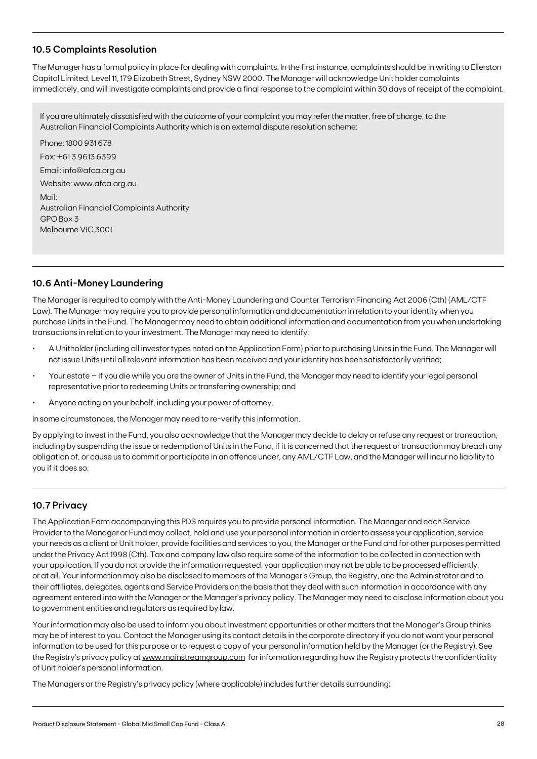## 10.5 Complaints Resolution

The Manager has a formal policy in place for dealing with complaints. In the first instance, complaints should be in writing to Ellerston Capital Limited, Level 11, 179 Elizabeth Street, Sydney NSW 2000. The Manager will acknowledge Unit holder complaints immediately, and will investigate complaints and provide a final response to the complaint within 30 days of receipt of the complaint.

If you are ultimately dissatisfied with the outcome of your complaint you may refer the matter, free of charge, to the Australian Financial Complaints Authority which is an external dispute resolution scheme:

Phone: 1800 931 678

Fax: +61 3 9613 6399

Email: info@afca.org.au

Website: www.afca.org.au

Mail:
Australian Financial Complaints Authority
GPO Box 3
Melbourne VIC 3001

## 10.6 Anti-Money Laundering

The Manager is required to comply with the Anti-Money Laundering and Counter Terrorism Financing Act 2006 (Cth) (AML/CTF Law). The Manager may require you to provide personal information and documentation in relation to your identity when you purchase Units in the Fund. The Manager may need to obtain additional information and documentation from you when undertaking transactions in relation to your investment. The Manager may need to identify:

- A Unitholder (including all investor types noted on the Application Form) prior to purchasing Units in the Fund. The Manager will not issue Units until all relevant information has been received and your identity has been satisfactorily verified;
- Your estate – if you die while you are the owner of Units in the Fund, the Manager may need to identify your legal personal representative prior to redeeming Units or transferring ownership; and
- Anyone acting on your behalf, including your power of attorney.

In some circumstances, the Manager may need to re-verify this information.

By applying to invest in the Fund, you also acknowledge that the Manager may decide to delay or refuse any request or transaction, including by suspending the issue or redemption of Units in the Fund, if it is concerned that the request or transaction may breach any obligation of, or cause us to commit or participate in an offence under, any AML/CTF Law, and the Manager will incur no liability to you if it does so.

## 10.7 Privacy

The Application Form accompanying this PDS requires you to provide personal information. The Manager and each Service Provider to the Manager or Fund may collect, hold and use your personal information in order to assess your application, service your needs as a client or Unit holder, provide facilities and services to you, the Manager or the Fund and for other purposes permitted under the Privacy Act 1998 (Cth). Tax and company law also require some of the information to be collected in connection with your application. If you do not provide the information requested, your application may not be able to be processed efficiently, or at all. Your information may also be disclosed to members of the Manager's Group, the Registry, and the Administrator and to their affiliates, delegates, agents and Service Providers on the basis that they deal with such information in accordance with any agreement entered into with the Manager or the Manager's privacy policy. The Manager may need to disclose information about you to government entities and regulators as required by law.

Your information may also be used to inform you about investment opportunities or other matters that the Manager's Group thinks may be of interest to you. Contact the Manager using its contact details in the corporate directory if you do not want your personal information to be used for this purpose or to request a copy of your personal information held by the Manager (or the Registry). See the Registry's privacy policy at www.mainstreamgroup.com for information regarding how the Registry protects the confidentiality of Unit holder's personal information.

The Managers or the Registry's privacy policy (where applicable) includes further details surrounding: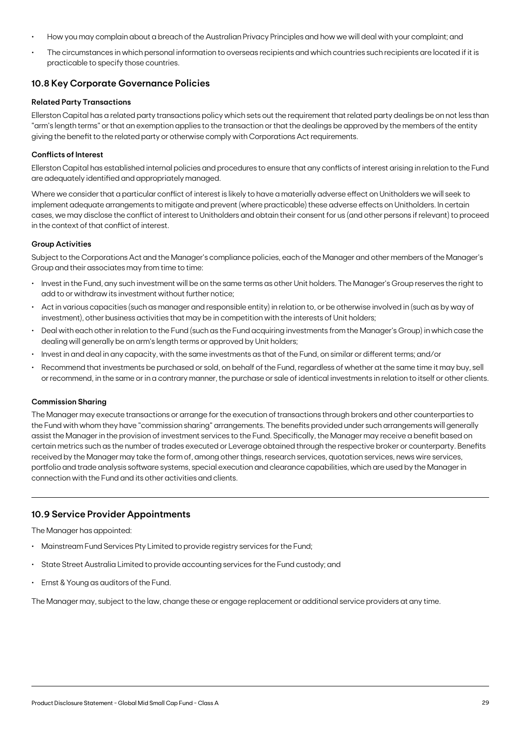- How you may complain about a breach of the Australian Privacy Principles and how we will deal with your complaint; and
- The circumstances in which personal information to overseas recipients and which countries such recipients are located if it is practicable to specify those countries.

## 10.8 Key Corporate Governance Policies

**Related Party Transactions**

Ellerston Capital has a related party transactions policy which sets out the requirement that related party dealings be on not less than "arm's length terms" or that an exemption applies to the transaction or that the dealings be approved by the members of the entity giving the benefit to the related party or otherwise comply with Corporations Act requirements.

**Conflicts of Interest**

Ellerston Capital has established internal policies and procedures to ensure that any conflicts of interest arising in relation to the Fund are adequately identified and appropriately managed.

Where we consider that a particular conflict of interest is likely to have a materially adverse effect on Unitholders we will seek to implement adequate arrangements to mitigate and prevent (where practicable) these adverse effects on Unitholders. In certain cases, we may disclose the conflict of interest to Unitholders and obtain their consent for us (and other persons if relevant) to proceed in the context of that conflict of interest.

**Group Activities**

Subject to the Corporations Act and the Manager's compliance policies, each of the Manager and other members of the Manager's Group and their associates may from time to time:

- Invest in the Fund, any such investment will be on the same terms as other Unit holders. The Manager's Group reserves the right to add to or withdraw its investment without further notice;
- Act in various capacities (such as manager and responsible entity) in relation to, or be otherwise involved in (such as by way of investment), other business activities that may be in competition with the interests of Unit holders;
- Deal with each other in relation to the Fund (such as the Fund acquiring investments from the Manager's Group) in which case the dealing will generally be on arm's length terms or approved by Unit holders;
- Invest in and deal in any capacity, with the same investments as that of the Fund, on similar or different terms; and/or
- Recommend that investments be purchased or sold, on behalf of the Fund, regardless of whether at the same time it may buy, sell or recommend, in the same or in a contrary manner, the purchase or sale of identical investments in relation to itself or other clients.

**Commission Sharing**

The Manager may execute transactions or arrange for the execution of transactions through brokers and other counterparties to the Fund with whom they have "commission sharing" arrangements. The benefits provided under such arrangements will generally assist the Manager in the provision of investment services to the Fund. Specifically, the Manager may receive a benefit based on certain metrics such as the number of trades executed or Leverage obtained through the respective broker or counterparty. Benefits received by the Manager may take the form of, among other things, research services, quotation services, news wire services, portfolio and trade analysis software systems, special execution and clearance capabilities, which are used by the Manager in connection with the Fund and its other activities and clients.

## 10.9 Service Provider Appointments

The Manager has appointed:

- Mainstream Fund Services Pty Limited to provide registry services for the Fund;
- State Street Australia Limited to provide accounting services for the Fund custody; and
- Ernst & Young as auditors of the Fund.

The Manager may, subject to the law, change these or engage replacement or additional service providers at any time.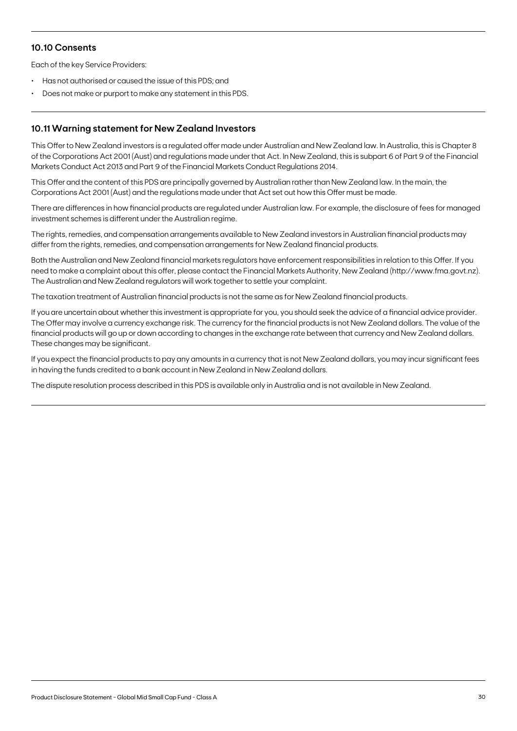## 10.10 Consents

Each of the key Service Providers:

- Has not authorised or caused the issue of this PDS; and
- Does not make or purport to make any statement in this PDS.

## 10.11 Warning statement for New Zealand Investors

This Offer to New Zealand investors is a regulated offer made under Australian and New Zealand law. In Australia, this is Chapter 8 of the Corporations Act 2001 (Aust) and regulations made under that Act. In New Zealand, this is subpart 6 of Part 9 of the Financial Markets Conduct Act 2013 and Part 9 of the Financial Markets Conduct Regulations 2014.

This Offer and the content of this PDS are principally governed by Australian rather than New Zealand law. In the main, the Corporations Act 2001 (Aust) and the regulations made under that Act set out how this Offer must be made.

There are differences in how financial products are regulated under Australian law. For example, the disclosure of fees for managed investment schemes is different under the Australian regime.

The rights, remedies, and compensation arrangements available to New Zealand investors in Australian financial products may differ from the rights, remedies, and compensation arrangements for New Zealand financial products.

Both the Australian and New Zealand financial markets regulators have enforcement responsibilities in relation to this Offer. If you need to make a complaint about this offer, please contact the Financial Markets Authority, New Zealand (http://www.fma.govt.nz). The Australian and New Zealand regulators will work together to settle your complaint.

The taxation treatment of Australian financial products is not the same as for New Zealand financial products.

If you are uncertain about whether this investment is appropriate for you, you should seek the advice of a financial advice provider. The Offer may involve a currency exchange risk. The currency for the financial products is not New Zealand dollars. The value of the financial products will go up or down according to changes in the exchange rate between that currency and New Zealand dollars. These changes may be significant.

If you expect the financial products to pay any amounts in a currency that is not New Zealand dollars, you may incur significant fees in having the funds credited to a bank account in New Zealand in New Zealand dollars.

The dispute resolution process described in this PDS is available only in Australia and is not available in New Zealand.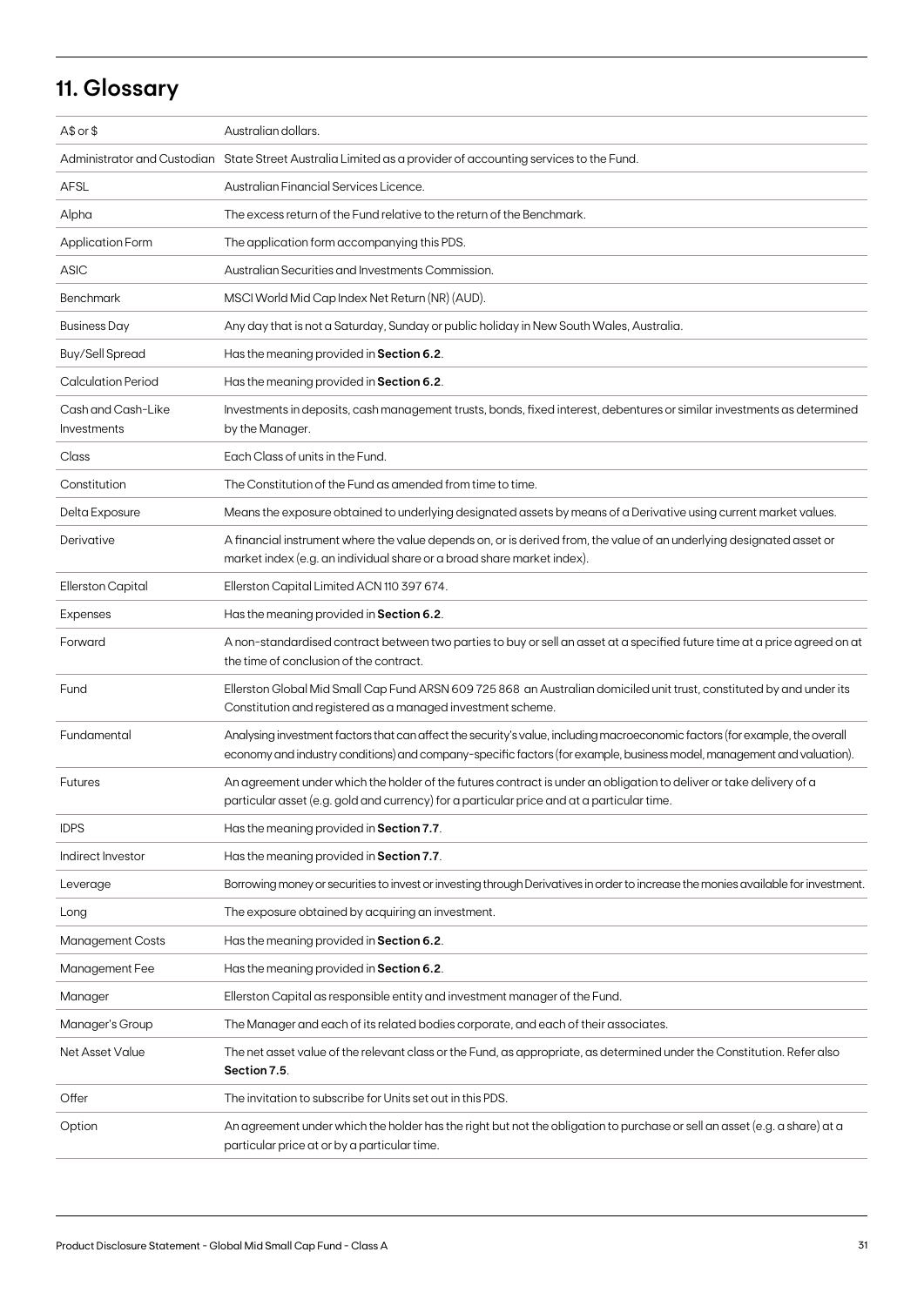## 11. Glossary

| | |
|---|---|
| A$ or $ | Australian dollars. |
| Administrator and Custodian | State Street Australia Limited as a provider of accounting services to the Fund. |
| AFSL | Australian Financial Services Licence. |
| Alpha | The excess return of the Fund relative to the return of the Benchmark. |
| Application Form | The application form accompanying this PDS. |
| ASIC | Australian Securities and Investments Commission. |
| Benchmark | MSCI World Mid Cap Index Net Return (NR) (AUD). |
| Business Day | Any day that is not a Saturday, Sunday or public holiday in New South Wales, Australia. |
| Buy/Sell Spread | Has the meaning provided in **Section 6.2**. |
| Calculation Period | Has the meaning provided in **Section 6.2**. |
| Cash and Cash-Like Investments | Investments in deposits, cash management trusts, bonds, fixed interest, debentures or similar investments as determined by the Manager. |
| Class | Each Class of units in the Fund. |
| Constitution | The Constitution of the Fund as amended from time to time. |
| Delta Exposure | Means the exposure obtained to underlying designated assets by means of a Derivative using current market values. |
| Derivative | A financial instrument where the value depends on, or is derived from, the value of an underlying designated asset or market index (e.g. an individual share or a broad share market index). |
| Ellerston Capital | Ellerston Capital Limited ACN 110 397 674. |
| Expenses | Has the meaning provided in **Section 6.2**. |
| Forward | A non-standardised contract between two parties to buy or sell an asset at a specified future time at a price agreed on at the time of conclusion of the contract. |
| Fund | Ellerston Global Mid Small Cap Fund ARSN 609 725 868 an Australian domiciled unit trust, constituted by and under its Constitution and registered as a managed investment scheme. |
| Fundamental | Analysing investment factors that can affect the security's value, including macroeconomic factors (for example, the overall economy and industry conditions) and company-specific factors (for example, business model, management and valuation). |
| Futures | An agreement under which the holder of the futures contract is under an obligation to deliver or take delivery of a particular asset (e.g. gold and currency) for a particular price and at a particular time. |
| IDPS | Has the meaning provided in **Section 7.7**. |
| Indirect Investor | Has the meaning provided in **Section 7.7**. |
| Leverage | Borrowing money or securities to invest or investing through Derivatives in order to increase the monies available for investment. |
| Long | The exposure obtained by acquiring an investment. |
| Management Costs | Has the meaning provided in **Section 6.2**. |
| Management Fee | Has the meaning provided in **Section 6.2**. |
| Manager | Ellerston Capital as responsible entity and investment manager of the Fund. |
| Manager's Group | The Manager and each of its related bodies corporate, and each of their associates. |
| Net Asset Value | The net asset value of the relevant class or the Fund, as appropriate, as determined under the Constitution. Refer also **Section 7.5**. |
| Offer | The invitation to subscribe for Units set out in this PDS. |
| Option | An agreement under which the holder has the right but not the obligation to purchase or sell an asset (e.g. a share) at a particular price at or by a particular time. |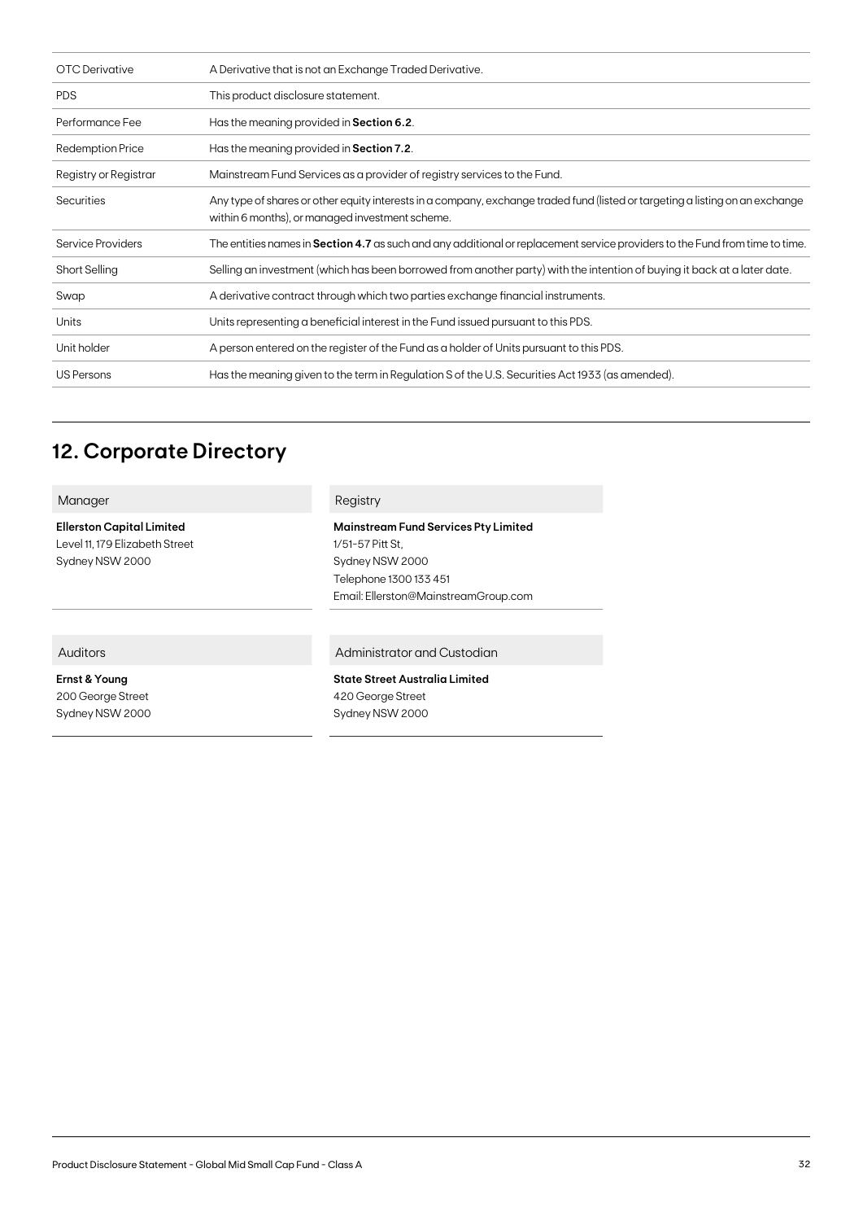| | |
|---|---|
| OTC Derivative | A Derivative that is not an Exchange Traded Derivative. |
| PDS | This product disclosure statement. |
| Performance Fee | Has the meaning provided in **Section 6.2**. |
| Redemption Price | Has the meaning provided in **Section 7.2**. |
| Registry or Registrar | Mainstream Fund Services as a provider of registry services to the Fund. |
| Securities | Any type of shares or other equity interests in a company, exchange traded fund (listed or targeting a listing on an exchange within 6 months), or managed investment scheme. |
| Service Providers | The entities names in **Section 4.7** as such and any additional or replacement service providers to the Fund from time to time. |
| Short Selling | Selling an investment (which has been borrowed from another party) with the intention of buying it back at a later date. |
| Swap | A derivative contract through which two parties exchange financial instruments. |
| Units | Units representing a beneficial interest in the Fund issued pursuant to this PDS. |
| Unit holder | A person entered on the register of the Fund as a holder of Units pursuant to this PDS. |
| US Persons | Has the meaning given to the term in Regulation S of the U.S. Securities Act 1933 (as amended). |

# 12. Corporate Directory

## Manager

**Ellerston Capital Limited**
Level 11, 179 Elizabeth Street
Sydney NSW 2000

## Registry

**Mainstream Fund Services Pty Limited**
1/51-57 Pitt St,
Sydney NSW 2000
Telephone 1300 133 451
Email: Ellerston@MainstreamGroup.com

## Auditors

**Ernst & Young**
200 George Street
Sydney NSW 2000

## Administrator and Custodian

**State Street Australia Limited**
420 George Street
Sydney NSW 2000